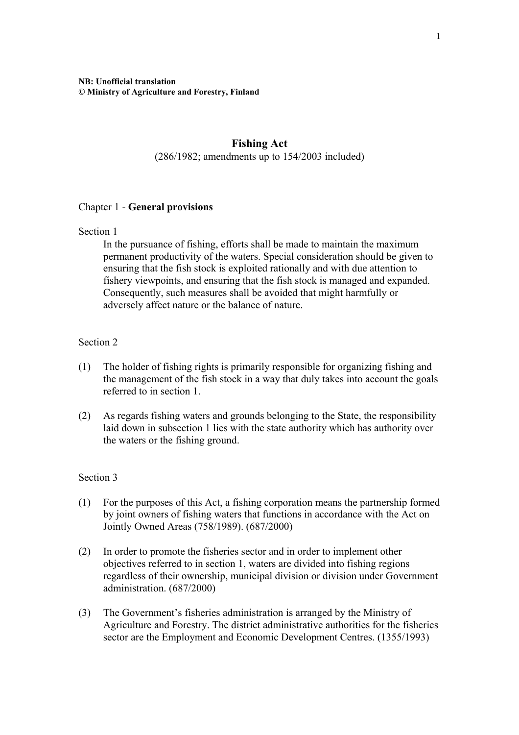**NB: Unofficial translation**
**© Ministry of Agriculture and Forestry, Finland**

# Fishing Act

(286/1982; amendments up to 154/2003 included)

## Chapter 1 - **General provisions**

### Section 1

In the pursuance of fishing, efforts shall be made to maintain the maximum permanent productivity of the waters. Special consideration should be given to ensuring that the fish stock is exploited rationally and with due attention to fishery viewpoints, and ensuring that the fish stock is managed and expanded. Consequently, such measures shall be avoided that might harmfully or adversely affect nature or the balance of nature.

### Section 2

(1) The holder of fishing rights is primarily responsible for organizing fishing and the management of the fish stock in a way that duly takes into account the goals referred to in section 1.

(2) As regards fishing waters and grounds belonging to the State, the responsibility laid down in subsection 1 lies with the state authority which has authority over the waters or the fishing ground.

### Section 3

(1) For the purposes of this Act, a fishing corporation means the partnership formed by joint owners of fishing waters that functions in accordance with the Act on Jointly Owned Areas (758/1989). (687/2000)

(2) In order to promote the fisheries sector and in order to implement other objectives referred to in section 1, waters are divided into fishing regions regardless of their ownership, municipal division or division under Government administration. (687/2000)

(3) The Government's fisheries administration is arranged by the Ministry of Agriculture and Forestry. The district administrative authorities for the fisheries sector are the Employment and Economic Development Centres. (1355/1993)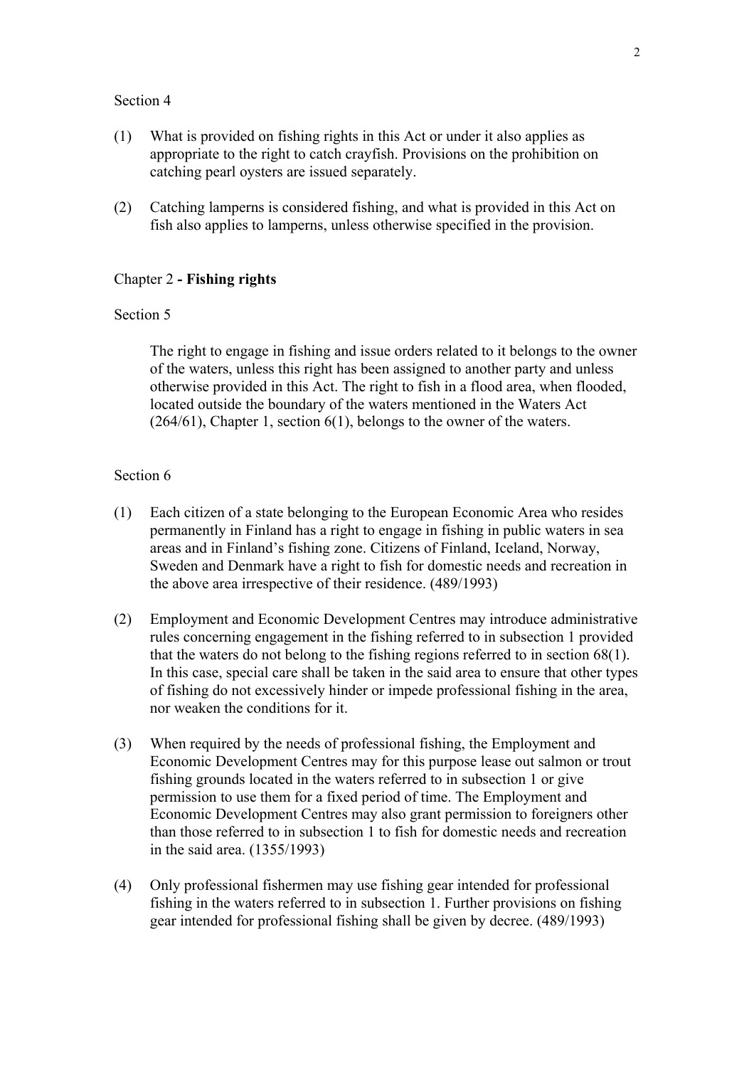Section 4

(1) What is provided on fishing rights in this Act or under it also applies as appropriate to the right to catch crayfish. Provisions on the prohibition on catching pearl oysters are issued separately.

(2) Catching lamperns is considered fishing, and what is provided in this Act on fish also applies to lamperns, unless otherwise specified in the provision.

## Chapter 2 - **Fishing rights**

Section 5

The right to engage in fishing and issue orders related to it belongs to the owner of the waters, unless this right has been assigned to another party and unless otherwise provided in this Act. The right to fish in a flood area, when flooded, located outside the boundary of the waters mentioned in the Waters Act (264/61), Chapter 1, section 6(1), belongs to the owner of the waters.

Section 6

(1) Each citizen of a state belonging to the European Economic Area who resides permanently in Finland has a right to engage in fishing in public waters in sea areas and in Finland's fishing zone. Citizens of Finland, Iceland, Norway, Sweden and Denmark have a right to fish for domestic needs and recreation in the above area irrespective of their residence. (489/1993)

(2) Employment and Economic Development Centres may introduce administrative rules concerning engagement in the fishing referred to in subsection 1 provided that the waters do not belong to the fishing regions referred to in section 68(1). In this case, special care shall be taken in the said area to ensure that other types of fishing do not excessively hinder or impede professional fishing in the area, nor weaken the conditions for it.

(3) When required by the needs of professional fishing, the Employment and Economic Development Centres may for this purpose lease out salmon or trout fishing grounds located in the waters referred to in subsection 1 or give permission to use them for a fixed period of time. The Employment and Economic Development Centres may also grant permission to foreigners other than those referred to in subsection 1 to fish for domestic needs and recreation in the said area. (1355/1993)

(4) Only professional fishermen may use fishing gear intended for professional fishing in the waters referred to in subsection 1. Further provisions on fishing gear intended for professional fishing shall be given by decree. (489/1993)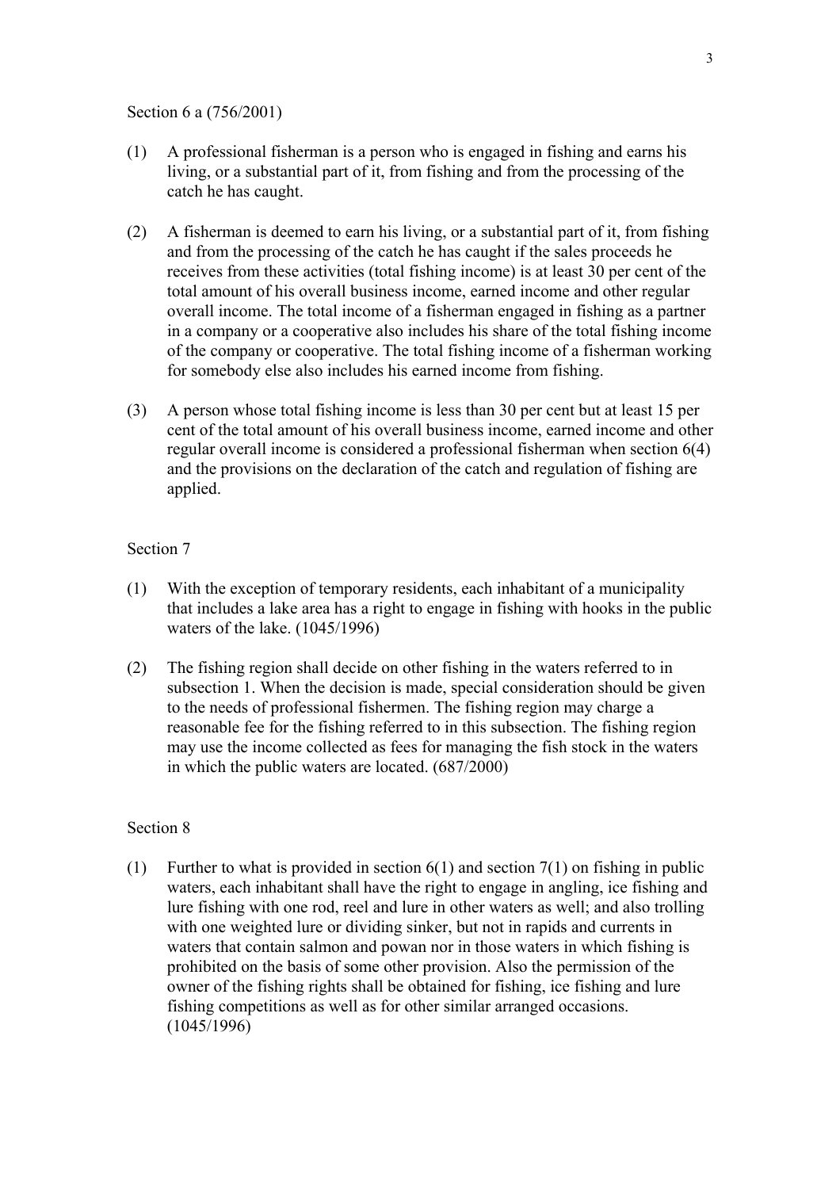Section 6 a (756/2001)

(1) A professional fisherman is a person who is engaged in fishing and earns his living, or a substantial part of it, from fishing and from the processing of the catch he has caught.

(2) A fisherman is deemed to earn his living, or a substantial part of it, from fishing and from the processing of the catch he has caught if the sales proceeds he receives from these activities (total fishing income) is at least 30 per cent of the total amount of his overall business income, earned income and other regular overall income. The total income of a fisherman engaged in fishing as a partner in a company or a cooperative also includes his share of the total fishing income of the company or cooperative. The total fishing income of a fisherman working for somebody else also includes his earned income from fishing.

(3) A person whose total fishing income is less than 30 per cent but at least 15 per cent of the total amount of his overall business income, earned income and other regular overall income is considered a professional fisherman when section 6(4) and the provisions on the declaration of the catch and regulation of fishing are applied.

Section 7

(1) With the exception of temporary residents, each inhabitant of a municipality that includes a lake area has a right to engage in fishing with hooks in the public waters of the lake. (1045/1996)

(2) The fishing region shall decide on other fishing in the waters referred to in subsection 1. When the decision is made, special consideration should be given to the needs of professional fishermen. The fishing region may charge a reasonable fee for the fishing referred to in this subsection. The fishing region may use the income collected as fees for managing the fish stock in the waters in which the public waters are located. (687/2000)

Section 8

(1) Further to what is provided in section 6(1) and section 7(1) on fishing in public waters, each inhabitant shall have the right to engage in angling, ice fishing and lure fishing with one rod, reel and lure in other waters as well; and also trolling with one weighted lure or dividing sinker, but not in rapids and currents in waters that contain salmon and powan nor in those waters in which fishing is prohibited on the basis of some other provision. Also the permission of the owner of the fishing rights shall be obtained for fishing, ice fishing and lure fishing competitions as well as for other similar arranged occasions. (1045/1996)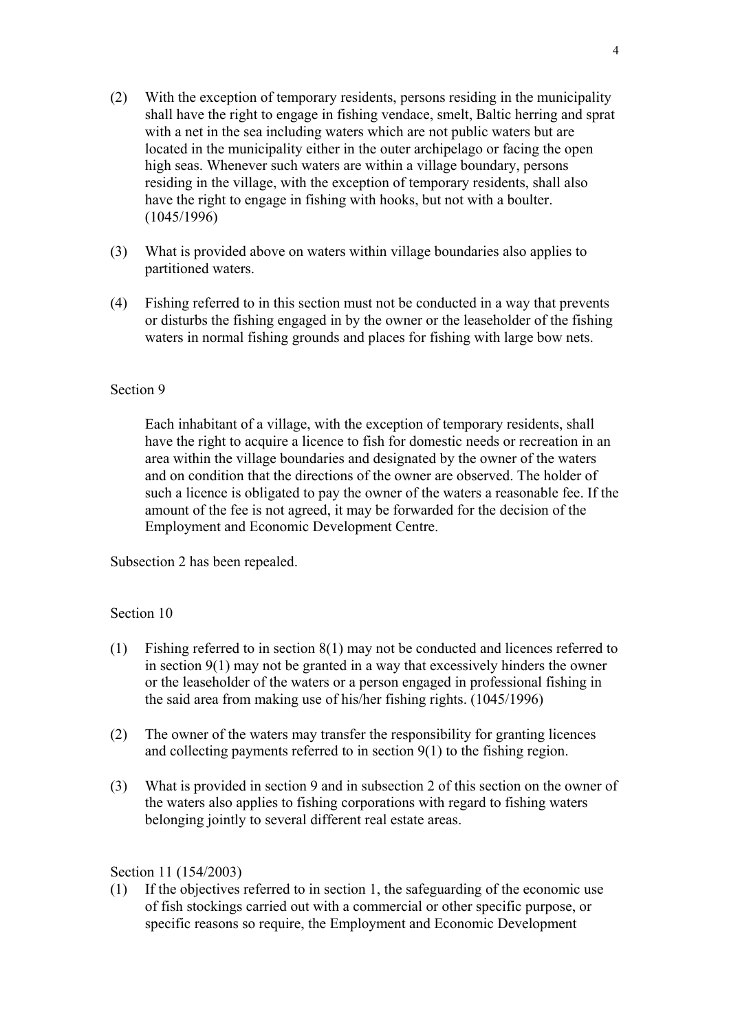(2) With the exception of temporary residents, persons residing in the municipality shall have the right to engage in fishing vendace, smelt, Baltic herring and sprat with a net in the sea including waters which are not public waters but are located in the municipality either in the outer archipelago or facing the open high seas. Whenever such waters are within a village boundary, persons residing in the village, with the exception of temporary residents, shall also have the right to engage in fishing with hooks, but not with a boulter. (1045/1996)

(3) What is provided above on waters within village boundaries also applies to partitioned waters.

(4) Fishing referred to in this section must not be conducted in a way that prevents or disturbs the fishing engaged in by the owner or the leaseholder of the fishing waters in normal fishing grounds and places for fishing with large bow nets.

Section 9

Each inhabitant of a village, with the exception of temporary residents, shall have the right to acquire a licence to fish for domestic needs or recreation in an area within the village boundaries and designated by the owner of the waters and on condition that the directions of the owner are observed. The holder of such a licence is obligated to pay the owner of the waters a reasonable fee. If the amount of the fee is not agreed, it may be forwarded for the decision of the Employment and Economic Development Centre.

Subsection 2 has been repealed.

Section 10

(1) Fishing referred to in section 8(1) may not be conducted and licences referred to in section 9(1) may not be granted in a way that excessively hinders the owner or the leaseholder of the waters or a person engaged in professional fishing in the said area from making use of his/her fishing rights. (1045/1996)

(2) The owner of the waters may transfer the responsibility for granting licences and collecting payments referred to in section 9(1) to the fishing region.

(3) What is provided in section 9 and in subsection 2 of this section on the owner of the waters also applies to fishing corporations with regard to fishing waters belonging jointly to several different real estate areas.

Section 11 (154/2003)

(1) If the objectives referred to in section 1, the safeguarding of the economic use of fish stockings carried out with a commercial or other specific purpose, or specific reasons so require, the Employment and Economic Development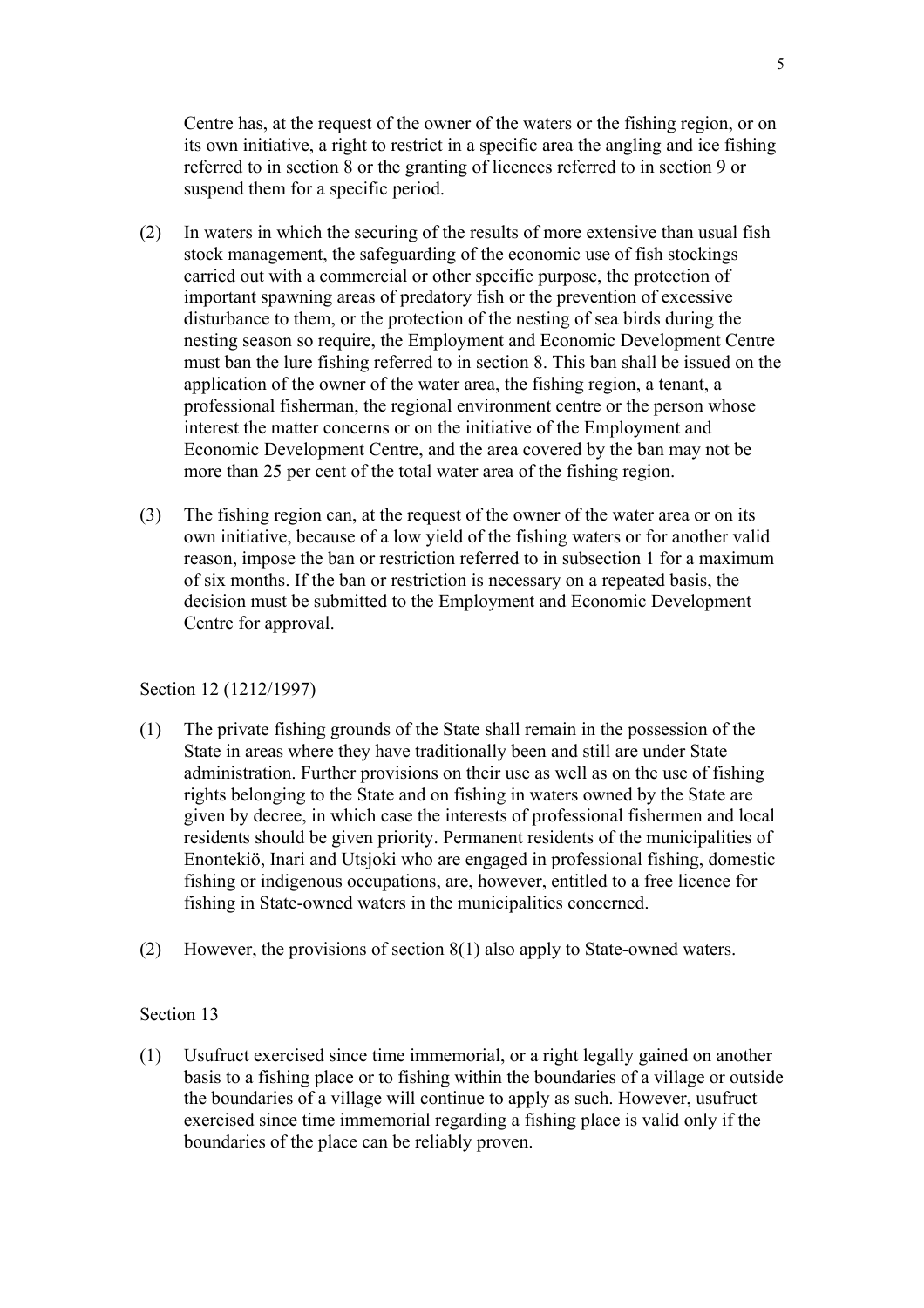Centre has, at the request of the owner of the waters or the fishing region, or on its own initiative, a right to restrict in a specific area the angling and ice fishing referred to in section 8 or the granting of licences referred to in section 9 or suspend them for a specific period.

(2) In waters in which the securing of the results of more extensive than usual fish stock management, the safeguarding of the economic use of fish stockings carried out with a commercial or other specific purpose, the protection of important spawning areas of predatory fish or the prevention of excessive disturbance to them, or the protection of the nesting of sea birds during the nesting season so require, the Employment and Economic Development Centre must ban the lure fishing referred to in section 8. This ban shall be issued on the application of the owner of the water area, the fishing region, a tenant, a professional fisherman, the regional environment centre or the person whose interest the matter concerns or on the initiative of the Employment and Economic Development Centre, and the area covered by the ban may not be more than 25 per cent of the total water area of the fishing region.

(3) The fishing region can, at the request of the owner of the water area or on its own initiative, because of a low yield of the fishing waters or for another valid reason, impose the ban or restriction referred to in subsection 1 for a maximum of six months. If the ban or restriction is necessary on a repeated basis, the decision must be submitted to the Employment and Economic Development Centre for approval.

Section 12 (1212/1997)

(1) The private fishing grounds of the State shall remain in the possession of the State in areas where they have traditionally been and still are under State administration. Further provisions on their use as well as on the use of fishing rights belonging to the State and on fishing in waters owned by the State are given by decree, in which case the interests of professional fishermen and local residents should be given priority. Permanent residents of the municipalities of Enontekiö, Inari and Utsjoki who are engaged in professional fishing, domestic fishing or indigenous occupations, are, however, entitled to a free licence for fishing in State-owned waters in the municipalities concerned.

(2) However, the provisions of section 8(1) also apply to State-owned waters.

Section 13

(1) Usufruct exercised since time immemorial, or a right legally gained on another basis to a fishing place or to fishing within the boundaries of a village or outside the boundaries of a village will continue to apply as such. However, usufruct exercised since time immemorial regarding a fishing place is valid only if the boundaries of the place can be reliably proven.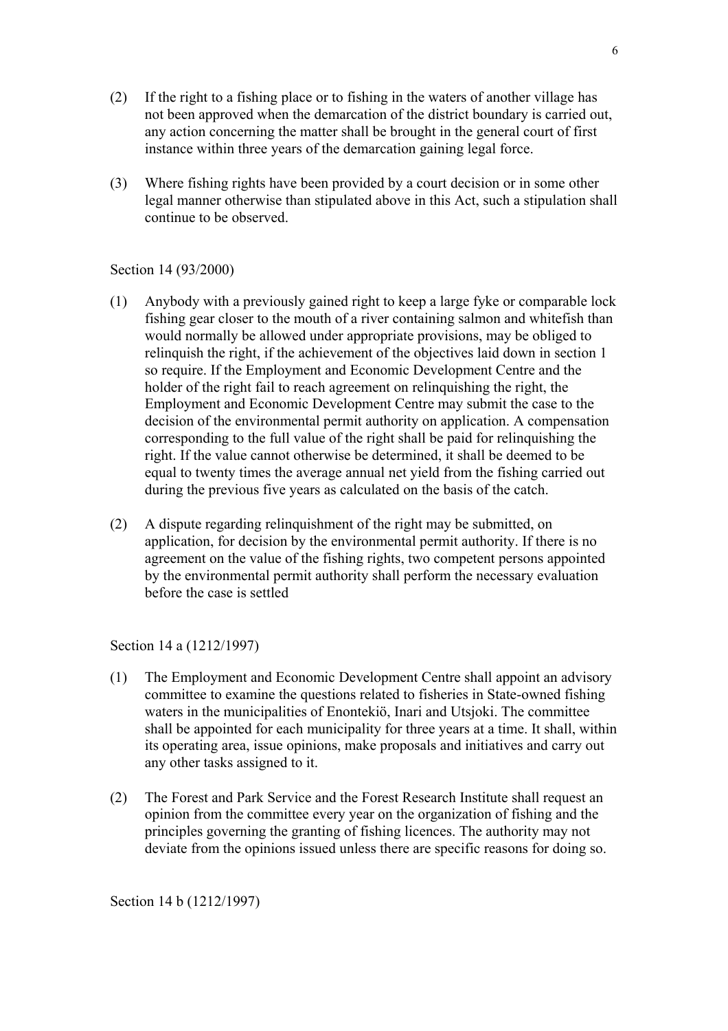(2) If the right to a fishing place or to fishing in the waters of another village has not been approved when the demarcation of the district boundary is carried out, any action concerning the matter shall be brought in the general court of first instance within three years of the demarcation gaining legal force.

(3) Where fishing rights have been provided by a court decision or in some other legal manner otherwise than stipulated above in this Act, such a stipulation shall continue to be observed.

Section 14 (93/2000)

(1) Anybody with a previously gained right to keep a large fyke or comparable lock fishing gear closer to the mouth of a river containing salmon and whitefish than would normally be allowed under appropriate provisions, may be obliged to relinquish the right, if the achievement of the objectives laid down in section 1 so require. If the Employment and Economic Development Centre and the holder of the right fail to reach agreement on relinquishing the right, the Employment and Economic Development Centre may submit the case to the decision of the environmental permit authority on application. A compensation corresponding to the full value of the right shall be paid for relinquishing the right. If the value cannot otherwise be determined, it shall be deemed to be equal to twenty times the average annual net yield from the fishing carried out during the previous five years as calculated on the basis of the catch.

(2) A dispute regarding relinquishment of the right may be submitted, on application, for decision by the environmental permit authority. If there is no agreement on the value of the fishing rights, two competent persons appointed by the environmental permit authority shall perform the necessary evaluation before the case is settled

Section 14 a (1212/1997)

(1) The Employment and Economic Development Centre shall appoint an advisory committee to examine the questions related to fisheries in State-owned fishing waters in the municipalities of Enontekiö, Inari and Utsjoki. The committee shall be appointed for each municipality for three years at a time. It shall, within its operating area, issue opinions, make proposals and initiatives and carry out any other tasks assigned to it.

(2) The Forest and Park Service and the Forest Research Institute shall request an opinion from the committee every year on the organization of fishing and the principles governing the granting of fishing licences. The authority may not deviate from the opinions issued unless there are specific reasons for doing so.

Section 14 b (1212/1997)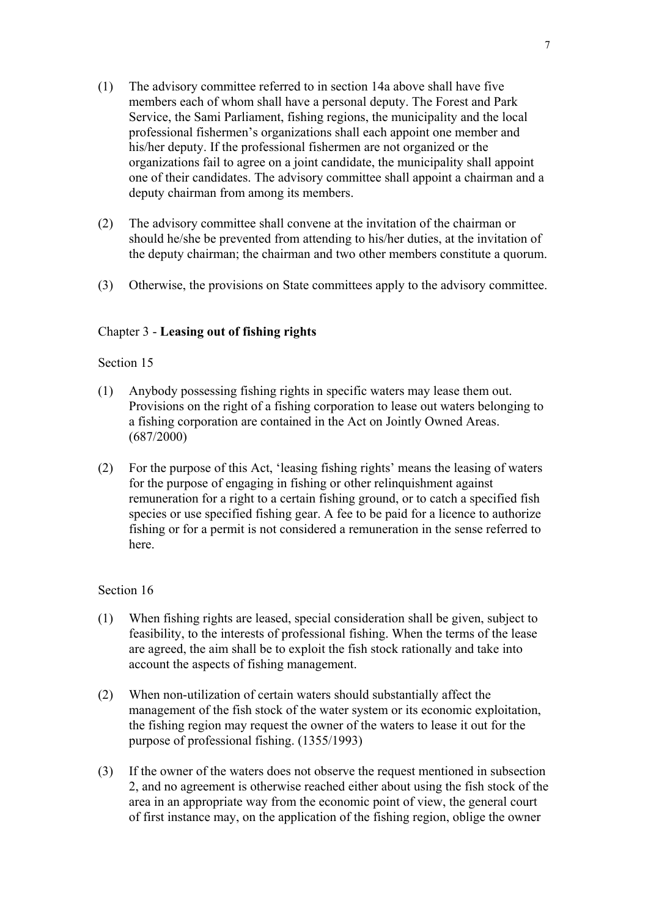(1) The advisory committee referred to in section 14a above shall have five members each of whom shall have a personal deputy. The Forest and Park Service, the Sami Parliament, fishing regions, the municipality and the local professional fishermen's organizations shall each appoint one member and his/her deputy. If the professional fishermen are not organized or the organizations fail to agree on a joint candidate, the municipality shall appoint one of their candidates. The advisory committee shall appoint a chairman and a deputy chairman from among its members.

(2) The advisory committee shall convene at the invitation of the chairman or should he/she be prevented from attending to his/her duties, at the invitation of the deputy chairman; the chairman and two other members constitute a quorum.

(3) Otherwise, the provisions on State committees apply to the advisory committee.

## Chapter 3 - **Leasing out of fishing rights**

Section 15

(1) Anybody possessing fishing rights in specific waters may lease them out. Provisions on the right of a fishing corporation to lease out waters belonging to a fishing corporation are contained in the Act on Jointly Owned Areas. (687/2000)

(2) For the purpose of this Act, 'leasing fishing rights' means the leasing of waters for the purpose of engaging in fishing or other relinquishment against remuneration for a right to a certain fishing ground, or to catch a specified fish species or use specified fishing gear. A fee to be paid for a licence to authorize fishing or for a permit is not considered a remuneration in the sense referred to here.

Section 16

(1) When fishing rights are leased, special consideration shall be given, subject to feasibility, to the interests of professional fishing. When the terms of the lease are agreed, the aim shall be to exploit the fish stock rationally and take into account the aspects of fishing management.

(2) When non-utilization of certain waters should substantially affect the management of the fish stock of the water system or its economic exploitation, the fishing region may request the owner of the waters to lease it out for the purpose of professional fishing. (1355/1993)

(3) If the owner of the waters does not observe the request mentioned in subsection 2, and no agreement is otherwise reached either about using the fish stock of the area in an appropriate way from the economic point of view, the general court of first instance may, on the application of the fishing region, oblige the owner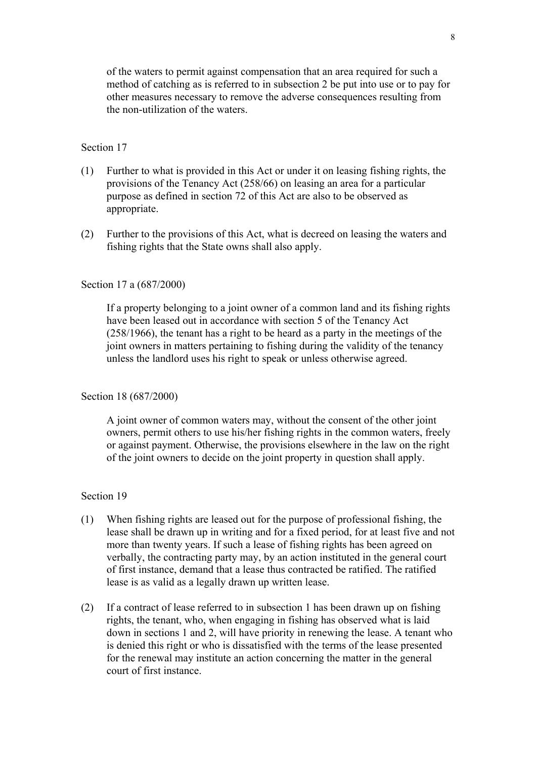of the waters to permit against compensation that an area required for such a method of catching as is referred to in subsection 2 be put into use or to pay for other measures necessary to remove the adverse consequences resulting from the non-utilization of the waters.

Section 17

(1) Further to what is provided in this Act or under it on leasing fishing rights, the provisions of the Tenancy Act (258/66) on leasing an area for a particular purpose as defined in section 72 of this Act are also to be observed as appropriate.

(2) Further to the provisions of this Act, what is decreed on leasing the waters and fishing rights that the State owns shall also apply.

Section 17 a (687/2000)

If a property belonging to a joint owner of a common land and its fishing rights have been leased out in accordance with section 5 of the Tenancy Act (258/1966), the tenant has a right to be heard as a party in the meetings of the joint owners in matters pertaining to fishing during the validity of the tenancy unless the landlord uses his right to speak or unless otherwise agreed.

Section 18 (687/2000)

A joint owner of common waters may, without the consent of the other joint owners, permit others to use his/her fishing rights in the common waters, freely or against payment. Otherwise, the provisions elsewhere in the law on the right of the joint owners to decide on the joint property in question shall apply.

Section 19

(1) When fishing rights are leased out for the purpose of professional fishing, the lease shall be drawn up in writing and for a fixed period, for at least five and not more than twenty years. If such a lease of fishing rights has been agreed on verbally, the contracting party may, by an action instituted in the general court of first instance, demand that a lease thus contracted be ratified. The ratified lease is as valid as a legally drawn up written lease.

(2) If a contract of lease referred to in subsection 1 has been drawn up on fishing rights, the tenant, who, when engaging in fishing has observed what is laid down in sections 1 and 2, will have priority in renewing the lease. A tenant who is denied this right or who is dissatisfied with the terms of the lease presented for the renewal may institute an action concerning the matter in the general court of first instance.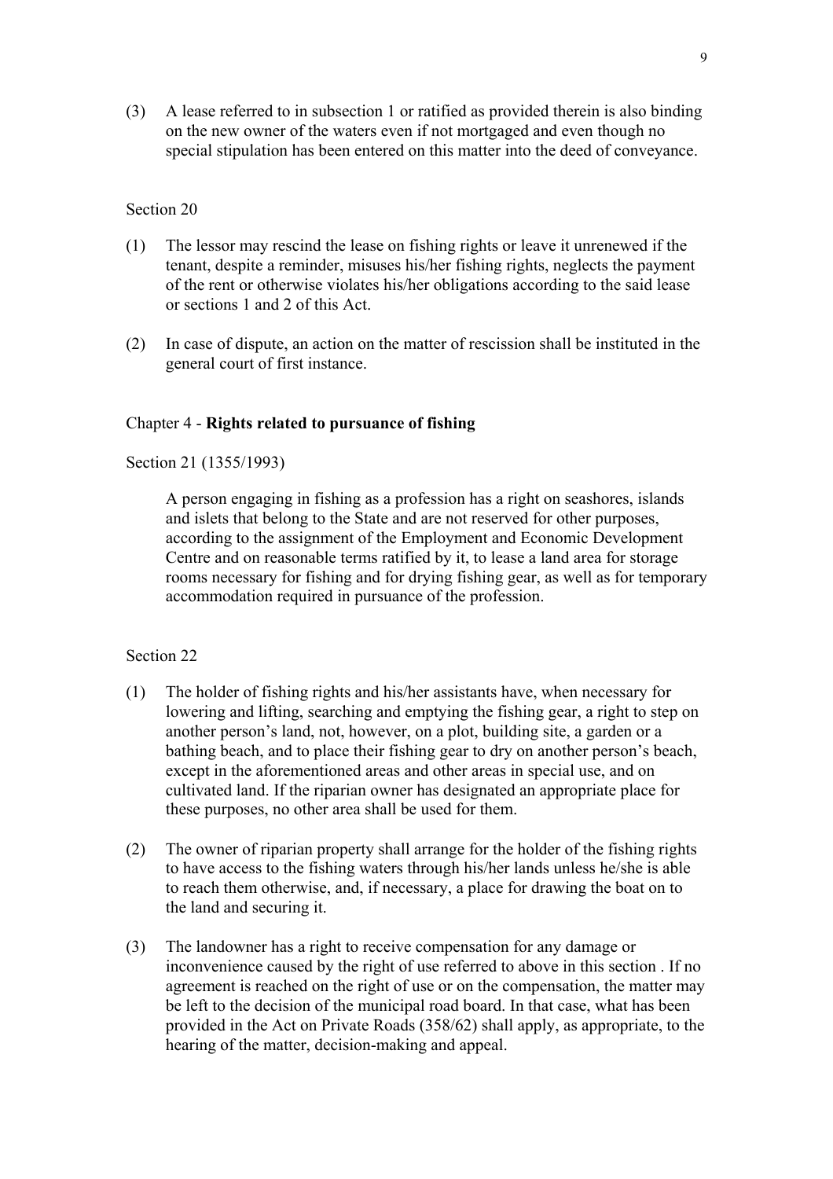(3) A lease referred to in subsection 1 or ratified as provided therein is also binding on the new owner of the waters even if not mortgaged and even though no special stipulation has been entered on this matter into the deed of conveyance.

Section 20

(1) The lessor may rescind the lease on fishing rights or leave it unrenewed if the tenant, despite a reminder, misuses his/her fishing rights, neglects the payment of the rent or otherwise violates his/her obligations according to the said lease or sections 1 and 2 of this Act.

(2) In case of dispute, an action on the matter of rescission shall be instituted in the general court of first instance.

## Chapter 4 - **Rights related to pursuance of fishing**

Section 21 (1355/1993)

A person engaging in fishing as a profession has a right on seashores, islands and islets that belong to the State and are not reserved for other purposes, according to the assignment of the Employment and Economic Development Centre and on reasonable terms ratified by it, to lease a land area for storage rooms necessary for fishing and for drying fishing gear, as well as for temporary accommodation required in pursuance of the profession.

Section 22

(1) The holder of fishing rights and his/her assistants have, when necessary for lowering and lifting, searching and emptying the fishing gear, a right to step on another person's land, not, however, on a plot, building site, a garden or a bathing beach, and to place their fishing gear to dry on another person's beach, except in the aforementioned areas and other areas in special use, and on cultivated land. If the riparian owner has designated an appropriate place for these purposes, no other area shall be used for them.

(2) The owner of riparian property shall arrange for the holder of the fishing rights to have access to the fishing waters through his/her lands unless he/she is able to reach them otherwise, and, if necessary, a place for drawing the boat on to the land and securing it.

(3) The landowner has a right to receive compensation for any damage or inconvenience caused by the right of use referred to above in this section . If no agreement is reached on the right of use or on the compensation, the matter may be left to the decision of the municipal road board. In that case, what has been provided in the Act on Private Roads (358/62) shall apply, as appropriate, to the hearing of the matter, decision-making and appeal.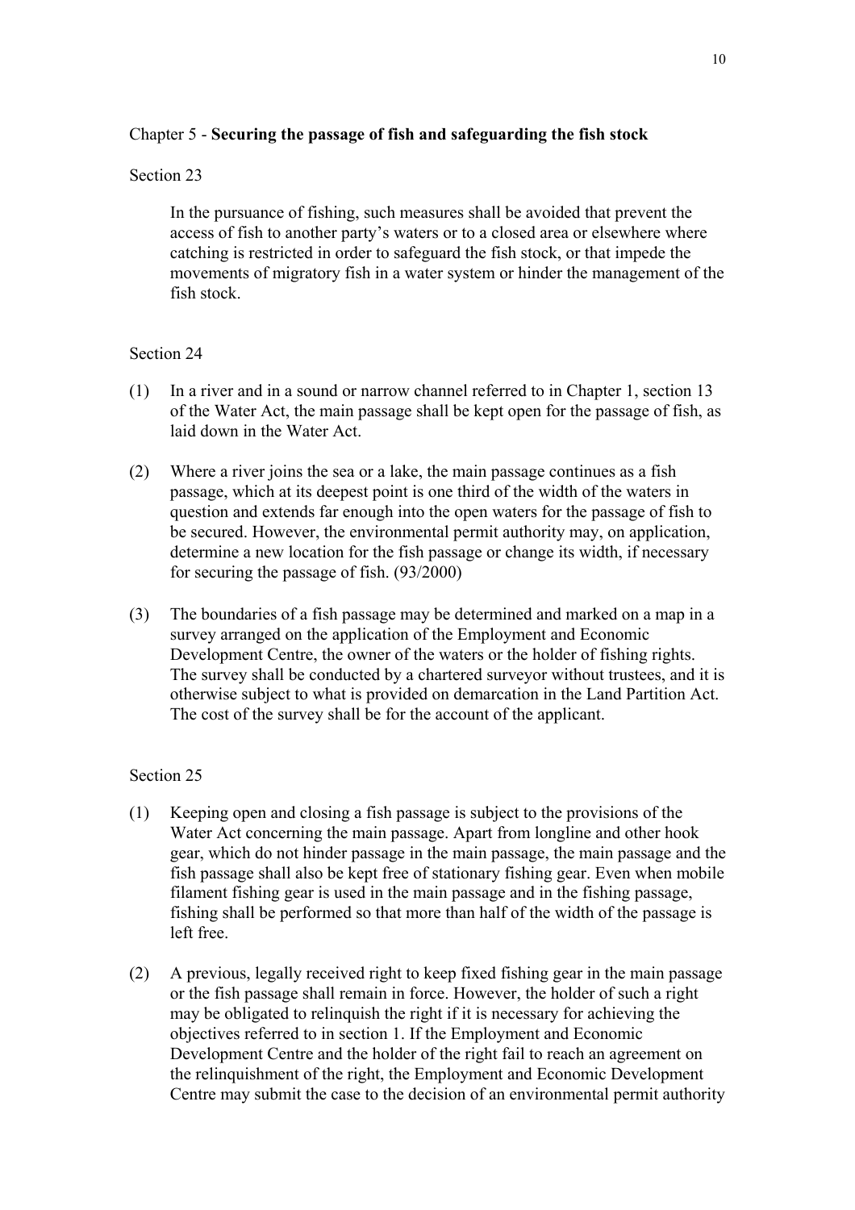## Chapter 5 - **Securing the passage of fish and safeguarding the fish stock**

### Section 23

In the pursuance of fishing, such measures shall be avoided that prevent the access of fish to another party's waters or to a closed area or elsewhere where catching is restricted in order to safeguard the fish stock, or that impede the movements of migratory fish in a water system or hinder the management of the fish stock.

### Section 24

(1) In a river and in a sound or narrow channel referred to in Chapter 1, section 13 of the Water Act, the main passage shall be kept open for the passage of fish, as laid down in the Water Act.

(2) Where a river joins the sea or a lake, the main passage continues as a fish passage, which at its deepest point is one third of the width of the waters in question and extends far enough into the open waters for the passage of fish to be secured. However, the environmental permit authority may, on application, determine a new location for the fish passage or change its width, if necessary for securing the passage of fish. (93/2000)

(3) The boundaries of a fish passage may be determined and marked on a map in a survey arranged on the application of the Employment and Economic Development Centre, the owner of the waters or the holder of fishing rights. The survey shall be conducted by a chartered surveyor without trustees, and it is otherwise subject to what is provided on demarcation in the Land Partition Act. The cost of the survey shall be for the account of the applicant.

### Section 25

(1) Keeping open and closing a fish passage is subject to the provisions of the Water Act concerning the main passage. Apart from longline and other hook gear, which do not hinder passage in the main passage, the main passage and the fish passage shall also be kept free of stationary fishing gear. Even when mobile filament fishing gear is used in the main passage and in the fishing passage, fishing shall be performed so that more than half of the width of the passage is left free.

(2) A previous, legally received right to keep fixed fishing gear in the main passage or the fish passage shall remain in force. However, the holder of such a right may be obligated to relinquish the right if it is necessary for achieving the objectives referred to in section 1. If the Employment and Economic Development Centre and the holder of the right fail to reach an agreement on the relinquishment of the right, the Employment and Economic Development Centre may submit the case to the decision of an environmental permit authority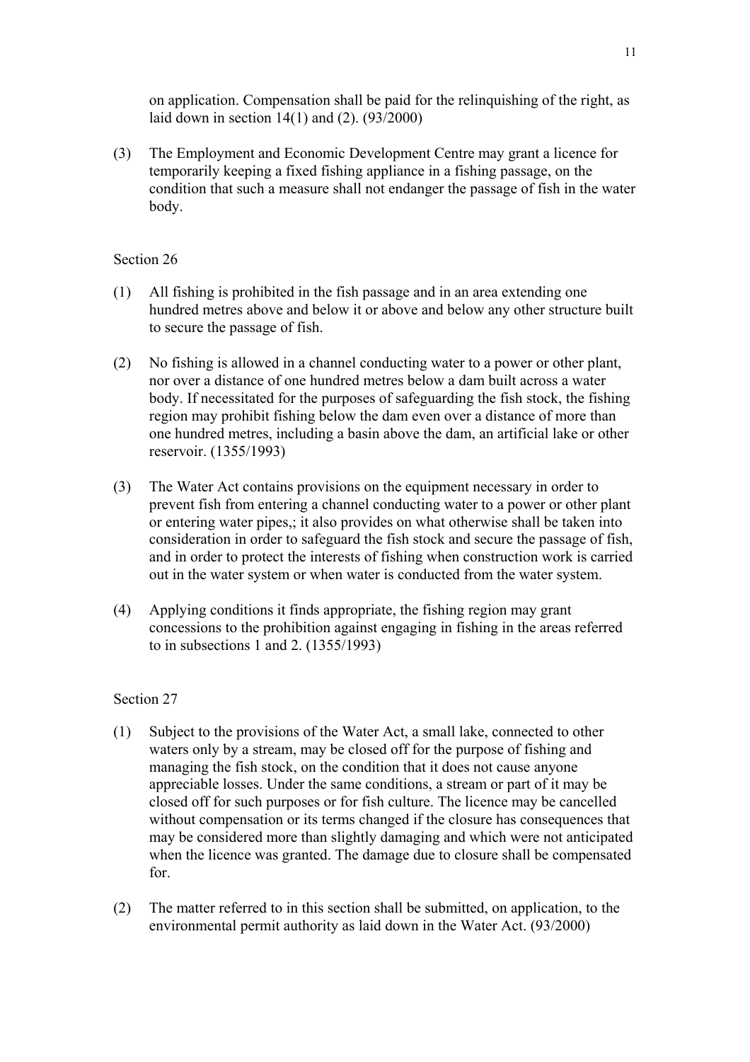on application. Compensation shall be paid for the relinquishing of the right, as laid down in section 14(1) and (2). (93/2000)

(3) The Employment and Economic Development Centre may grant a licence for temporarily keeping a fixed fishing appliance in a fishing passage, on the condition that such a measure shall not endanger the passage of fish in the water body.

Section 26

(1) All fishing is prohibited in the fish passage and in an area extending one hundred metres above and below it or above and below any other structure built to secure the passage of fish.

(2) No fishing is allowed in a channel conducting water to a power or other plant, nor over a distance of one hundred metres below a dam built across a water body. If necessitated for the purposes of safeguarding the fish stock, the fishing region may prohibit fishing below the dam even over a distance of more than one hundred metres, including a basin above the dam, an artificial lake or other reservoir. (1355/1993)

(3) The Water Act contains provisions on the equipment necessary in order to prevent fish from entering a channel conducting water to a power or other plant or entering water pipes,; it also provides on what otherwise shall be taken into consideration in order to safeguard the fish stock and secure the passage of fish, and in order to protect the interests of fishing when construction work is carried out in the water system or when water is conducted from the water system.

(4) Applying conditions it finds appropriate, the fishing region may grant concessions to the prohibition against engaging in fishing in the areas referred to in subsections 1 and 2. (1355/1993)

Section 27

(1) Subject to the provisions of the Water Act, a small lake, connected to other waters only by a stream, may be closed off for the purpose of fishing and managing the fish stock, on the condition that it does not cause anyone appreciable losses. Under the same conditions, a stream or part of it may be closed off for such purposes or for fish culture. The licence may be cancelled without compensation or its terms changed if the closure has consequences that may be considered more than slightly damaging and which were not anticipated when the licence was granted. The damage due to closure shall be compensated for.

(2) The matter referred to in this section shall be submitted, on application, to the environmental permit authority as laid down in the Water Act. (93/2000)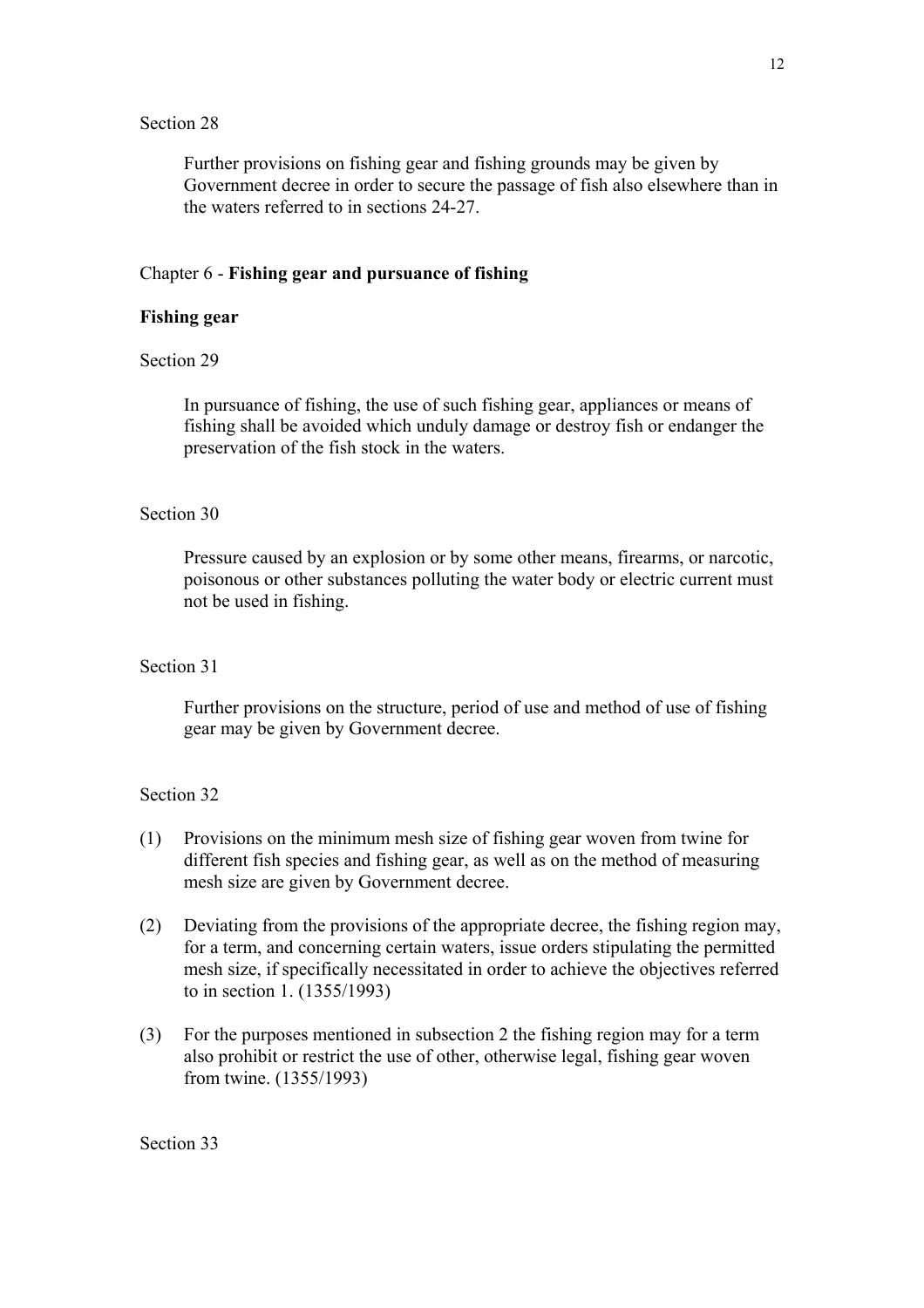Section 28

Further provisions on fishing gear and fishing grounds may be given by Government decree in order to secure the passage of fish also elsewhere than in the waters referred to in sections 24-27.

## Chapter 6 - **Fishing gear and pursuance of fishing**

### **Fishing gear**

Section 29

In pursuance of fishing, the use of such fishing gear, appliances or means of fishing shall be avoided which unduly damage or destroy fish or endanger the preservation of the fish stock in the waters.

Section 30

Pressure caused by an explosion or by some other means, firearms, or narcotic, poisonous or other substances polluting the water body or electric current must not be used in fishing.

Section 31

Further provisions on the structure, period of use and method of use of fishing gear may be given by Government decree.

Section 32

(1) Provisions on the minimum mesh size of fishing gear woven from twine for different fish species and fishing gear, as well as on the method of measuring mesh size are given by Government decree.

(2) Deviating from the provisions of the appropriate decree, the fishing region may, for a term, and concerning certain waters, issue orders stipulating the permitted mesh size, if specifically necessitated in order to achieve the objectives referred to in section 1. (1355/1993)

(3) For the purposes mentioned in subsection 2 the fishing region may for a term also prohibit or restrict the use of other, otherwise legal, fishing gear woven from twine. (1355/1993)

Section 33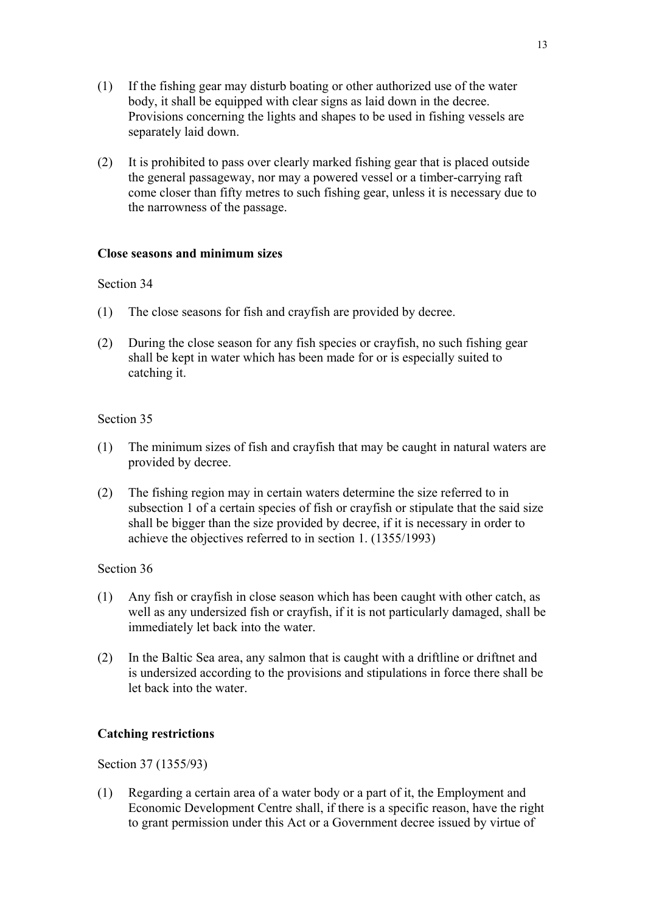(1) If the fishing gear may disturb boating or other authorized use of the water body, it shall be equipped with clear signs as laid down in the decree. Provisions concerning the lights and shapes to be used in fishing vessels are separately laid down.

(2) It is prohibited to pass over clearly marked fishing gear that is placed outside the general passageway, nor may a powered vessel or a timber-carrying raft come closer than fifty metres to such fishing gear, unless it is necessary due to the narrowness of the passage.

**Close seasons and minimum sizes**

Section 34

(1) The close seasons for fish and crayfish are provided by decree.

(2) During the close season for any fish species or crayfish, no such fishing gear shall be kept in water which has been made for or is especially suited to catching it.

Section 35

(1) The minimum sizes of fish and crayfish that may be caught in natural waters are provided by decree.

(2) The fishing region may in certain waters determine the size referred to in subsection 1 of a certain species of fish or crayfish or stipulate that the said size shall be bigger than the size provided by decree, if it is necessary in order to achieve the objectives referred to in section 1. (1355/1993)

Section 36

(1) Any fish or crayfish in close season which has been caught with other catch, as well as any undersized fish or crayfish, if it is not particularly damaged, shall be immediately let back into the water.

(2) In the Baltic Sea area, any salmon that is caught with a driftline or driftnet and is undersized according to the provisions and stipulations in force there shall be let back into the water.

**Catching restrictions**

Section 37 (1355/93)

(1) Regarding a certain area of a water body or a part of it, the Employment and Economic Development Centre shall, if there is a specific reason, have the right to grant permission under this Act or a Government decree issued by virtue of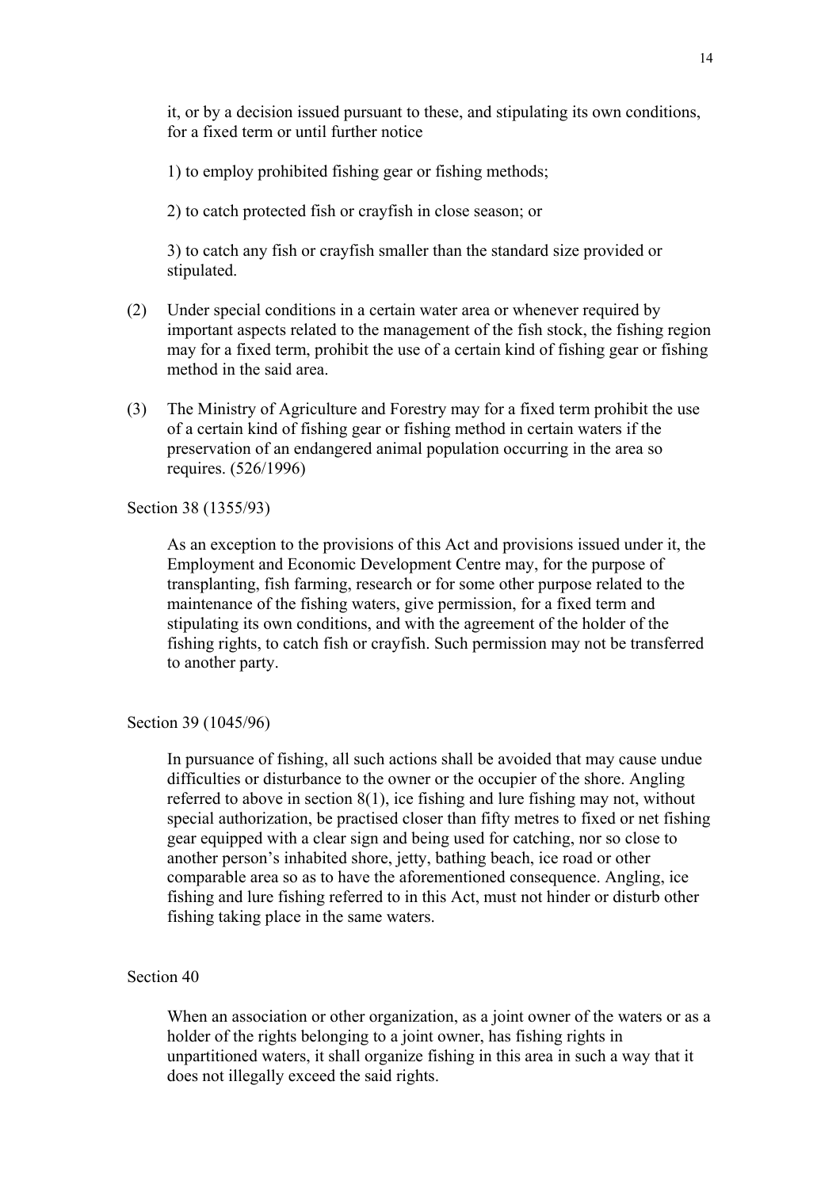it, or by a decision issued pursuant to these, and stipulating its own conditions, for a fixed term or until further notice

1) to employ prohibited fishing gear or fishing methods;

2) to catch protected fish or crayfish in close season; or

3) to catch any fish or crayfish smaller than the standard size provided or stipulated.

(2) Under special conditions in a certain water area or whenever required by important aspects related to the management of the fish stock, the fishing region may for a fixed term, prohibit the use of a certain kind of fishing gear or fishing method in the said area.

(3) The Ministry of Agriculture and Forestry may for a fixed term prohibit the use of a certain kind of fishing gear or fishing method in certain waters if the preservation of an endangered animal population occurring in the area so requires. (526/1996)

Section 38 (1355/93)

As an exception to the provisions of this Act and provisions issued under it, the Employment and Economic Development Centre may, for the purpose of transplanting, fish farming, research or for some other purpose related to the maintenance of the fishing waters, give permission, for a fixed term and stipulating its own conditions, and with the agreement of the holder of the fishing rights, to catch fish or crayfish. Such permission may not be transferred to another party.

Section 39 (1045/96)

In pursuance of fishing, all such actions shall be avoided that may cause undue difficulties or disturbance to the owner or the occupier of the shore. Angling referred to above in section 8(1), ice fishing and lure fishing may not, without special authorization, be practised closer than fifty metres to fixed or net fishing gear equipped with a clear sign and being used for catching, nor so close to another person's inhabited shore, jetty, bathing beach, ice road or other comparable area so as to have the aforementioned consequence. Angling, ice fishing and lure fishing referred to in this Act, must not hinder or disturb other fishing taking place in the same waters.

Section 40

When an association or other organization, as a joint owner of the waters or as a holder of the rights belonging to a joint owner, has fishing rights in unpartitioned waters, it shall organize fishing in this area in such a way that it does not illegally exceed the said rights.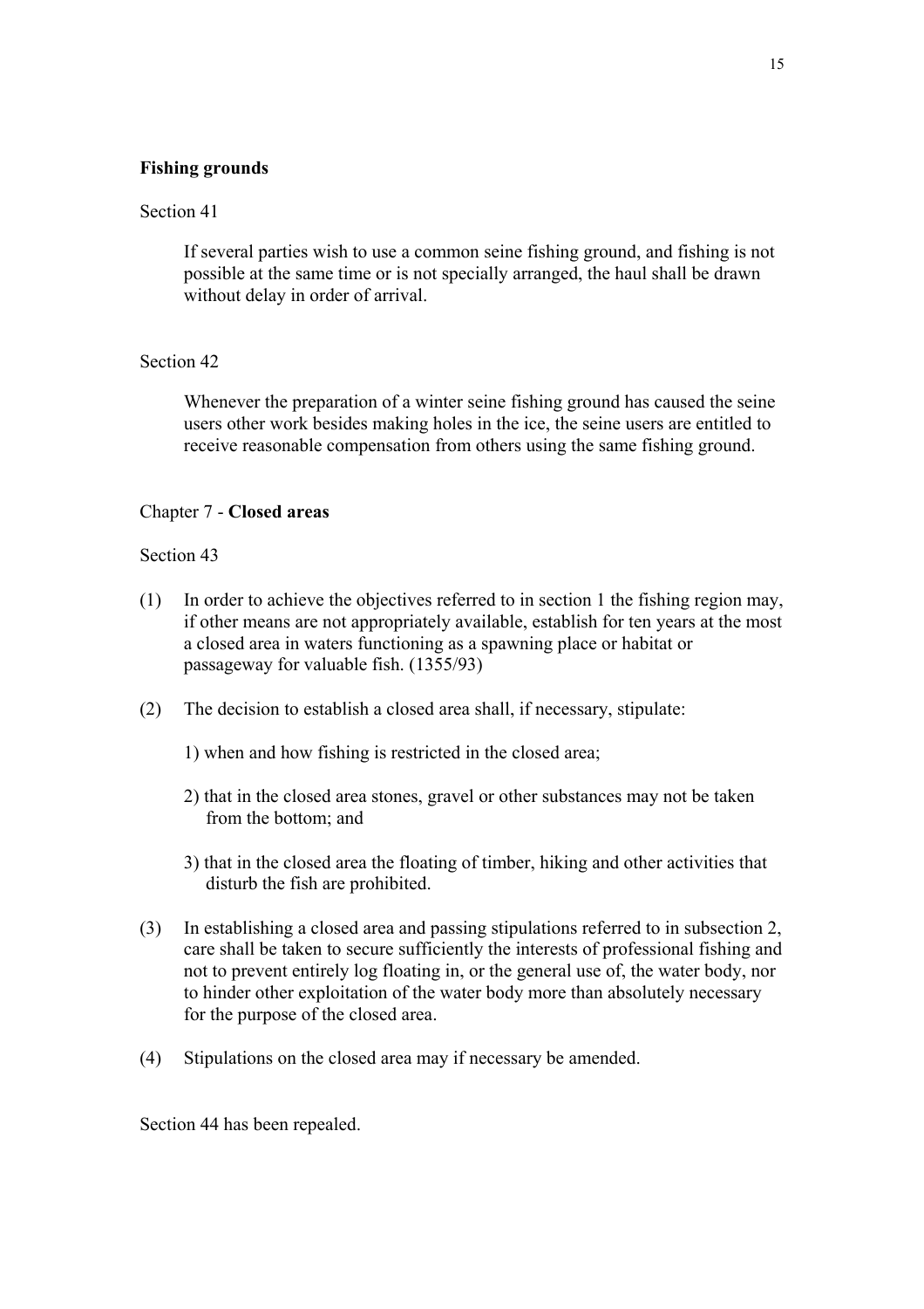**Fishing grounds**

Section 41

If several parties wish to use a common seine fishing ground, and fishing is not possible at the same time or is not specially arranged, the haul shall be drawn without delay in order of arrival.

Section 42

Whenever the preparation of a winter seine fishing ground has caused the seine users other work besides making holes in the ice, the seine users are entitled to receive reasonable compensation from others using the same fishing ground.

## Chapter 7 - **Closed areas**

Section 43

(1) In order to achieve the objectives referred to in section 1 the fishing region may, if other means are not appropriately available, establish for ten years at the most a closed area in waters functioning as a spawning place or habitat or passageway for valuable fish. (1355/93)

(2) The decision to establish a closed area shall, if necessary, stipulate:

1) when and how fishing is restricted in the closed area;

2) that in the closed area stones, gravel or other substances may not be taken from the bottom; and

3) that in the closed area the floating of timber, hiking and other activities that disturb the fish are prohibited.

(3) In establishing a closed area and passing stipulations referred to in subsection 2, care shall be taken to secure sufficiently the interests of professional fishing and not to prevent entirely log floating in, or the general use of, the water body, nor to hinder other exploitation of the water body more than absolutely necessary for the purpose of the closed area.

(4) Stipulations on the closed area may if necessary be amended.

Section 44 has been repealed.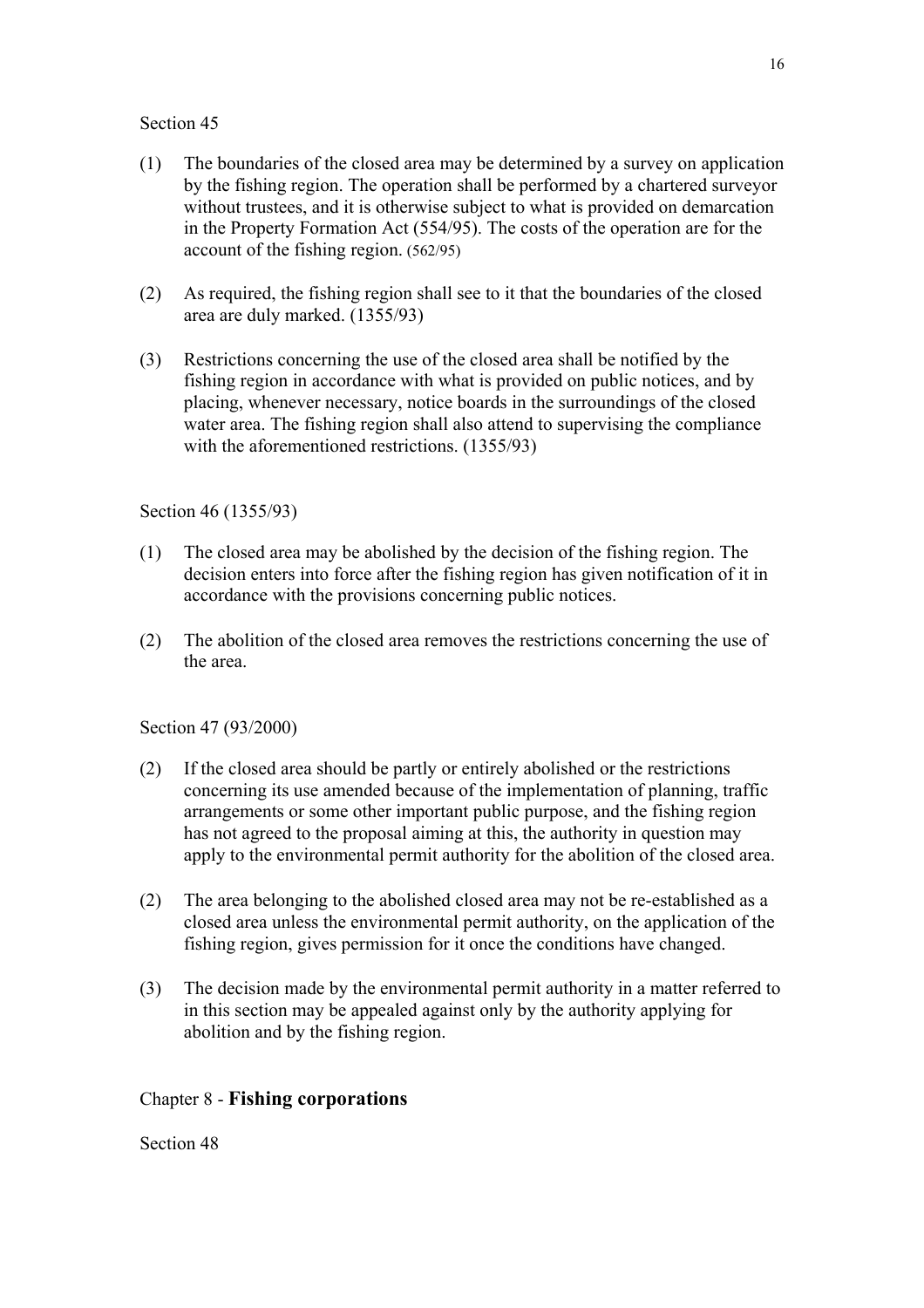Section 45

(1) The boundaries of the closed area may be determined by a survey on application by the fishing region. The operation shall be performed by a chartered surveyor without trustees, and it is otherwise subject to what is provided on demarcation in the Property Formation Act (554/95). The costs of the operation are for the account of the fishing region. (562/95)

(2) As required, the fishing region shall see to it that the boundaries of the closed area are duly marked. (1355/93)

(3) Restrictions concerning the use of the closed area shall be notified by the fishing region in accordance with what is provided on public notices, and by placing, whenever necessary, notice boards in the surroundings of the closed water area. The fishing region shall also attend to supervising the compliance with the aforementioned restrictions. (1355/93)

Section 46 (1355/93)

(1) The closed area may be abolished by the decision of the fishing region. The decision enters into force after the fishing region has given notification of it in accordance with the provisions concerning public notices.

(2) The abolition of the closed area removes the restrictions concerning the use of the area.

Section 47 (93/2000)

(2) If the closed area should be partly or entirely abolished or the restrictions concerning its use amended because of the implementation of planning, traffic arrangements or some other important public purpose, and the fishing region has not agreed to the proposal aiming at this, the authority in question may apply to the environmental permit authority for the abolition of the closed area.

(2) The area belonging to the abolished closed area may not be re-established as a closed area unless the environmental permit authority, on the application of the fishing region, gives permission for it once the conditions have changed.

(3) The decision made by the environmental permit authority in a matter referred to in this section may be appealed against only by the authority applying for abolition and by the fishing region.

## Chapter 8 - **Fishing corporations**

Section 48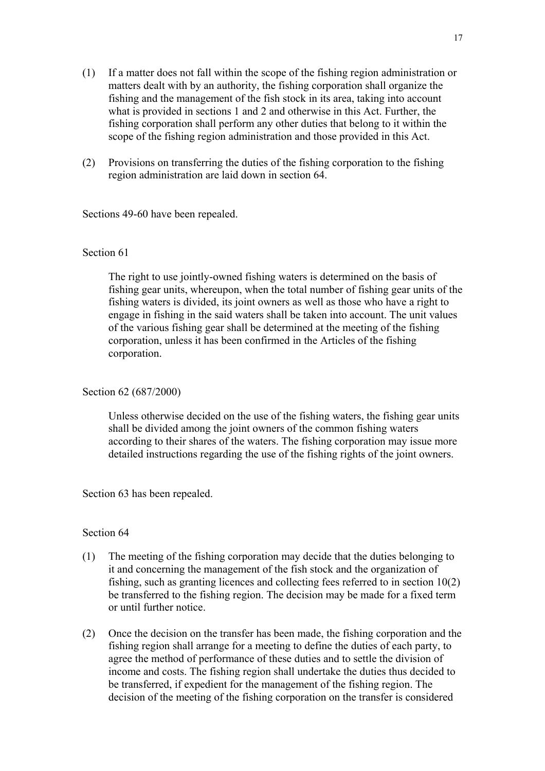(1) If a matter does not fall within the scope of the fishing region administration or matters dealt with by an authority, the fishing corporation shall organize the fishing and the management of the fish stock in its area, taking into account what is provided in sections 1 and 2 and otherwise in this Act. Further, the fishing corporation shall perform any other duties that belong to it within the scope of the fishing region administration and those provided in this Act.

(2) Provisions on transferring the duties of the fishing corporation to the fishing region administration are laid down in section 64.

Sections 49-60 have been repealed.

Section 61

The right to use jointly-owned fishing waters is determined on the basis of fishing gear units, whereupon, when the total number of fishing gear units of the fishing waters is divided, its joint owners as well as those who have a right to engage in fishing in the said waters shall be taken into account. The unit values of the various fishing gear shall be determined at the meeting of the fishing corporation, unless it has been confirmed in the Articles of the fishing corporation.

Section 62 (687/2000)

Unless otherwise decided on the use of the fishing waters, the fishing gear units shall be divided among the joint owners of the common fishing waters according to their shares of the waters. The fishing corporation may issue more detailed instructions regarding the use of the fishing rights of the joint owners.

Section 63 has been repealed.

Section 64

(1) The meeting of the fishing corporation may decide that the duties belonging to it and concerning the management of the fish stock and the organization of fishing, such as granting licences and collecting fees referred to in section 10(2) be transferred to the fishing region. The decision may be made for a fixed term or until further notice.

(2) Once the decision on the transfer has been made, the fishing corporation and the fishing region shall arrange for a meeting to define the duties of each party, to agree the method of performance of these duties and to settle the division of income and costs. The fishing region shall undertake the duties thus decided to be transferred, if expedient for the management of the fishing region. The decision of the meeting of the fishing corporation on the transfer is considered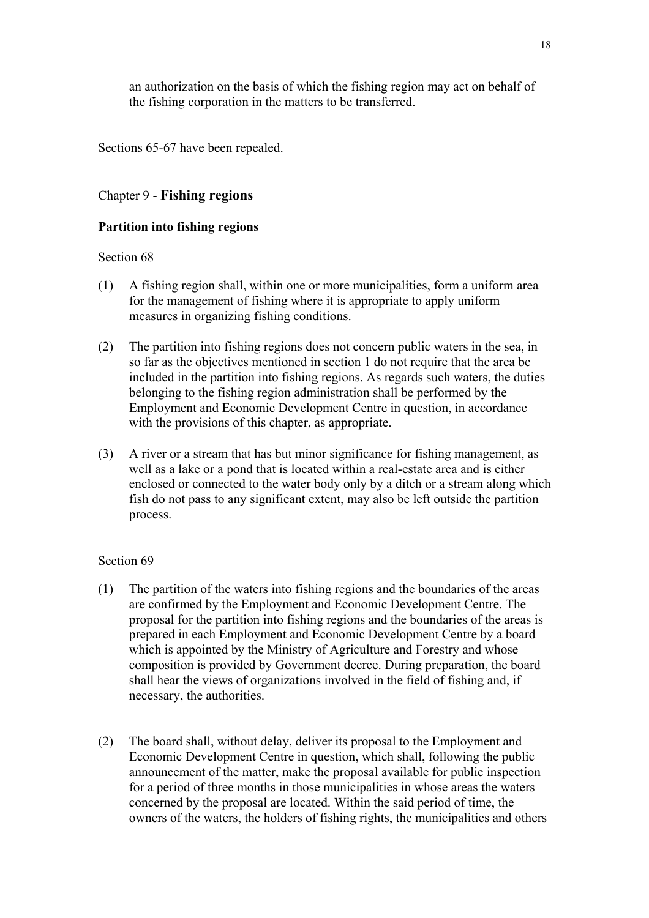an authorization on the basis of which the fishing region may act on behalf of the fishing corporation in the matters to be transferred.

Sections 65-67 have been repealed.

## Chapter 9 - **Fishing regions**

### Partition into fishing regions

Section 68

(1) A fishing region shall, within one or more municipalities, form a uniform area for the management of fishing where it is appropriate to apply uniform measures in organizing fishing conditions.

(2) The partition into fishing regions does not concern public waters in the sea, in so far as the objectives mentioned in section 1 do not require that the area be included in the partition into fishing regions. As regards such waters, the duties belonging to the fishing region administration shall be performed by the Employment and Economic Development Centre in question, in accordance with the provisions of this chapter, as appropriate.

(3) A river or a stream that has but minor significance for fishing management, as well as a lake or a pond that is located within a real-estate area and is either enclosed or connected to the water body only by a ditch or a stream along which fish do not pass to any significant extent, may also be left outside the partition process.

Section 69

(1) The partition of the waters into fishing regions and the boundaries of the areas are confirmed by the Employment and Economic Development Centre. The proposal for the partition into fishing regions and the boundaries of the areas is prepared in each Employment and Economic Development Centre by a board which is appointed by the Ministry of Agriculture and Forestry and whose composition is provided by Government decree. During preparation, the board shall hear the views of organizations involved in the field of fishing and, if necessary, the authorities.

(2) The board shall, without delay, deliver its proposal to the Employment and Economic Development Centre in question, which shall, following the public announcement of the matter, make the proposal available for public inspection for a period of three months in those municipalities in whose areas the waters concerned by the proposal are located. Within the said period of time, the owners of the waters, the holders of fishing rights, the municipalities and others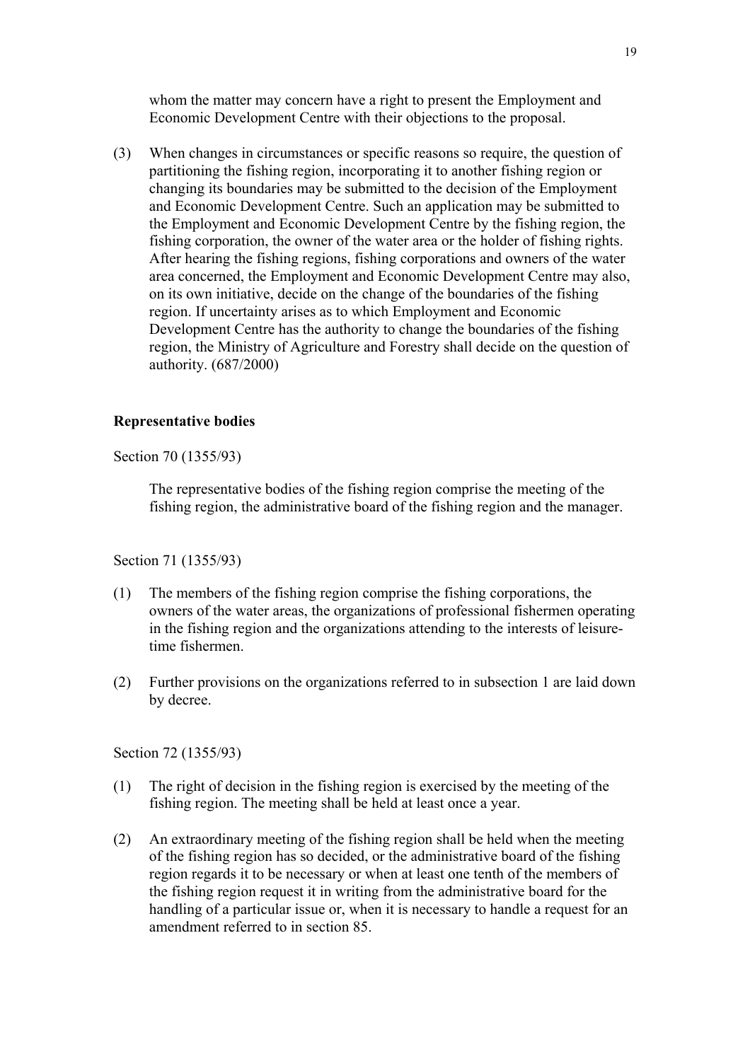whom the matter may concern have a right to present the Employment and Economic Development Centre with their objections to the proposal.

(3) When changes in circumstances or specific reasons so require, the question of partitioning the fishing region, incorporating it to another fishing region or changing its boundaries may be submitted to the decision of the Employment and Economic Development Centre. Such an application may be submitted to the Employment and Economic Development Centre by the fishing region, the fishing corporation, the owner of the water area or the holder of fishing rights. After hearing the fishing regions, fishing corporations and owners of the water area concerned, the Employment and Economic Development Centre may also, on its own initiative, decide on the change of the boundaries of the fishing region. If uncertainty arises as to which Employment and Economic Development Centre has the authority to change the boundaries of the fishing region, the Ministry of Agriculture and Forestry shall decide on the question of authority. (687/2000)

**Representative bodies**

Section 70 (1355/93)

The representative bodies of the fishing region comprise the meeting of the fishing region, the administrative board of the fishing region and the manager.

Section 71 (1355/93)

(1) The members of the fishing region comprise the fishing corporations, the owners of the water areas, the organizations of professional fishermen operating in the fishing region and the organizations attending to the interests of leisure-time fishermen.

(2) Further provisions on the organizations referred to in subsection 1 are laid down by decree.

Section 72 (1355/93)

(1) The right of decision in the fishing region is exercised by the meeting of the fishing region. The meeting shall be held at least once a year.

(2) An extraordinary meeting of the fishing region shall be held when the meeting of the fishing region has so decided, or the administrative board of the fishing region regards it to be necessary or when at least one tenth of the members of the fishing region request it in writing from the administrative board for the handling of a particular issue or, when it is necessary to handle a request for an amendment referred to in section 85.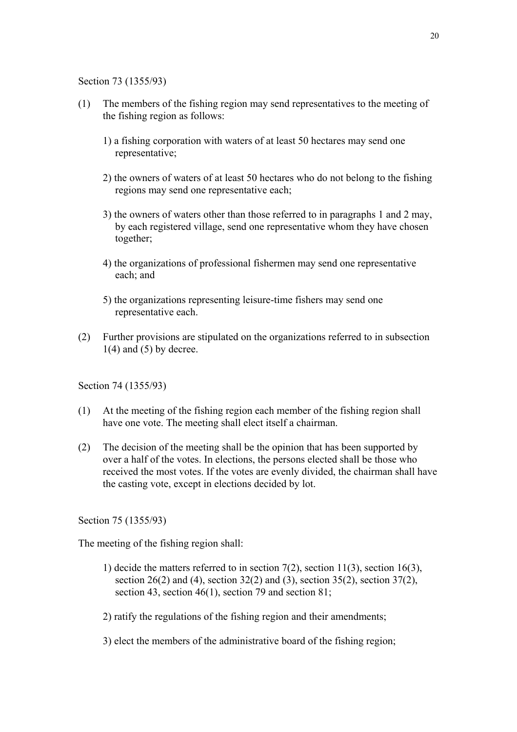Section 73 (1355/93)

(1) The members of the fishing region may send representatives to the meeting of the fishing region as follows:

1) a fishing corporation with waters of at least 50 hectares may send one representative;

2) the owners of waters of at least 50 hectares who do not belong to the fishing regions may send one representative each;

3) the owners of waters other than those referred to in paragraphs 1 and 2 may, by each registered village, send one representative whom they have chosen together;

4) the organizations of professional fishermen may send one representative each; and

5) the organizations representing leisure-time fishers may send one representative each.

(2) Further provisions are stipulated on the organizations referred to in subsection 1(4) and (5) by decree.

Section 74 (1355/93)

(1) At the meeting of the fishing region each member of the fishing region shall have one vote. The meeting shall elect itself a chairman.

(2) The decision of the meeting shall be the opinion that has been supported by over a half of the votes. In elections, the persons elected shall be those who received the most votes. If the votes are evenly divided, the chairman shall have the casting vote, except in elections decided by lot.

Section 75 (1355/93)

The meeting of the fishing region shall:

1) decide the matters referred to in section 7(2), section 11(3), section 16(3), section 26(2) and (4), section 32(2) and (3), section 35(2), section 37(2), section 43, section 46(1), section 79 and section 81;

2) ratify the regulations of the fishing region and their amendments;

3) elect the members of the administrative board of the fishing region;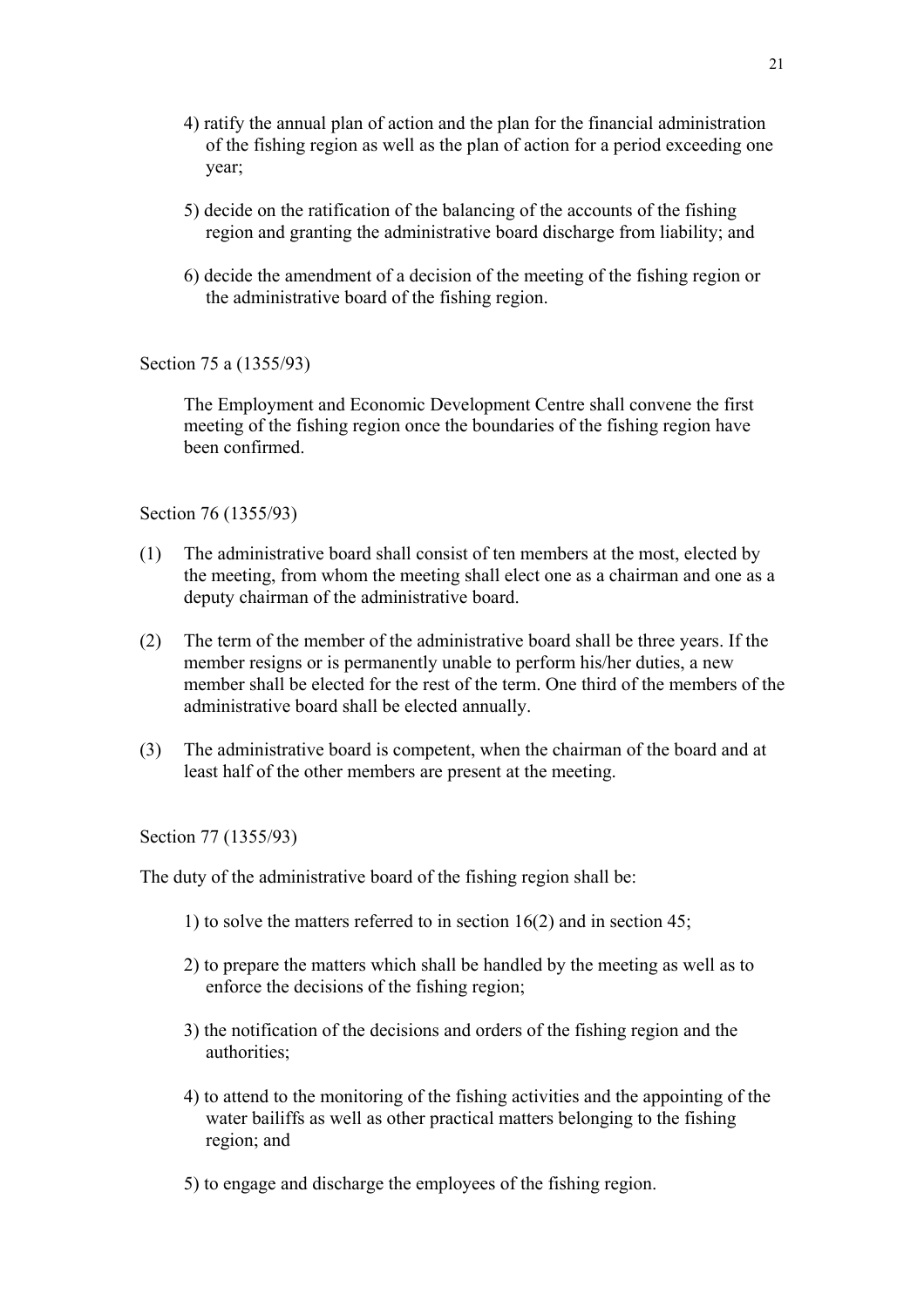4) ratify the annual plan of action and the plan for the financial administration of the fishing region as well as the plan of action for a period exceeding one year;

5) decide on the ratification of the balancing of the accounts of the fishing region and granting the administrative board discharge from liability; and

6) decide the amendment of a decision of the meeting of the fishing region or the administrative board of the fishing region.

Section 75 a (1355/93)

The Employment and Economic Development Centre shall convene the first meeting of the fishing region once the boundaries of the fishing region have been confirmed.

Section 76 (1355/93)

(1) The administrative board shall consist of ten members at the most, elected by the meeting, from whom the meeting shall elect one as a chairman and one as a deputy chairman of the administrative board.

(2) The term of the member of the administrative board shall be three years. If the member resigns or is permanently unable to perform his/her duties, a new member shall be elected for the rest of the term. One third of the members of the administrative board shall be elected annually.

(3) The administrative board is competent, when the chairman of the board and at least half of the other members are present at the meeting.

Section 77 (1355/93)

The duty of the administrative board of the fishing region shall be:

1) to solve the matters referred to in section 16(2) and in section 45;

2) to prepare the matters which shall be handled by the meeting as well as to enforce the decisions of the fishing region;

3) the notification of the decisions and orders of the fishing region and the authorities;

4) to attend to the monitoring of the fishing activities and the appointing of the water bailiffs as well as other practical matters belonging to the fishing region; and

5) to engage and discharge the employees of the fishing region.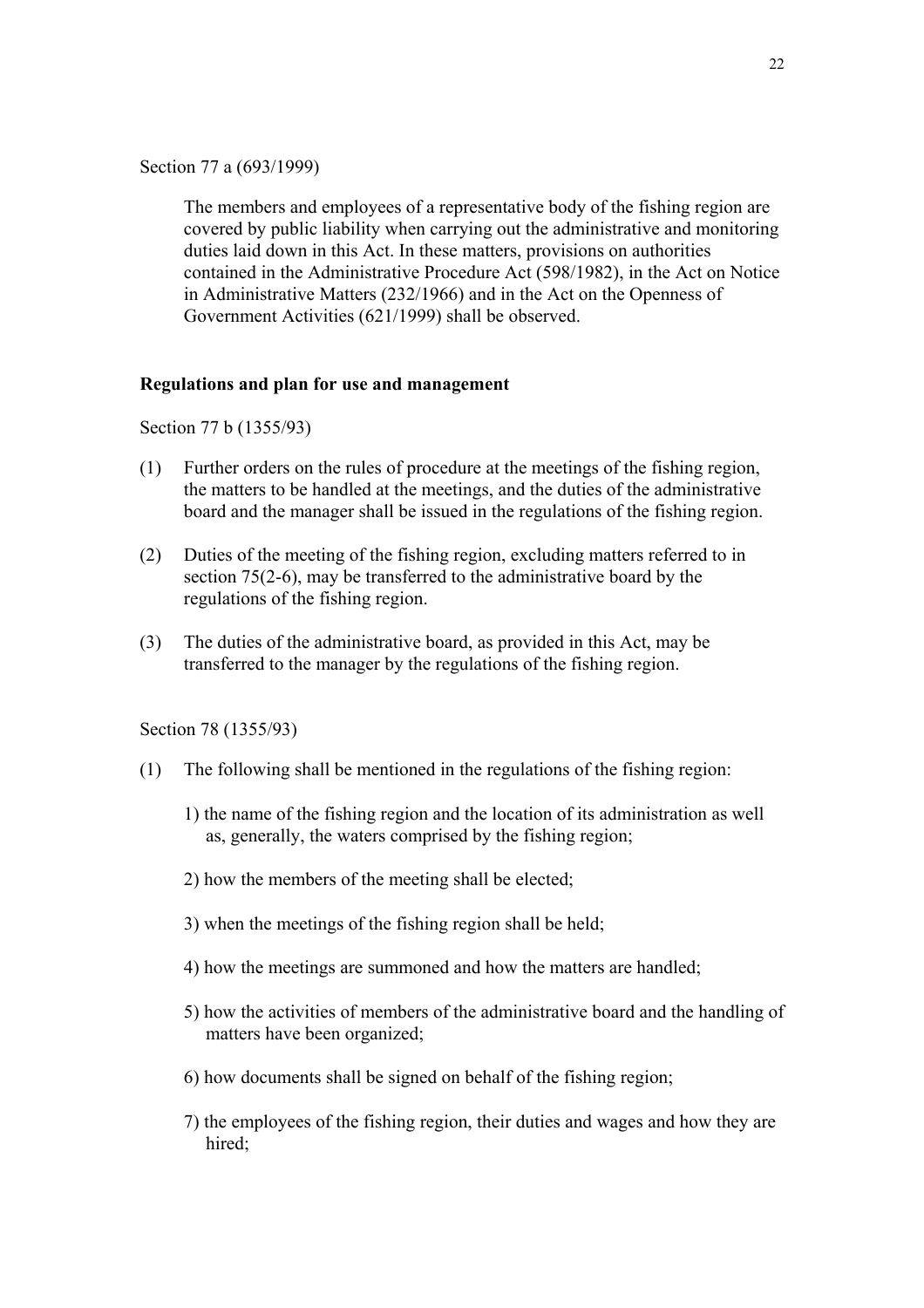Section 77 a (693/1999)

The members and employees of a representative body of the fishing region are covered by public liability when carrying out the administrative and monitoring duties laid down in this Act. In these matters, provisions on authorities contained in the Administrative Procedure Act (598/1982), in the Act on Notice in Administrative Matters (232/1966) and in the Act on the Openness of Government Activities (621/1999) shall be observed.

**Regulations and plan for use and management**

Section 77 b (1355/93)

(1) Further orders on the rules of procedure at the meetings of the fishing region, the matters to be handled at the meetings, and the duties of the administrative board and the manager shall be issued in the regulations of the fishing region.

(2) Duties of the meeting of the fishing region, excluding matters referred to in section 75(2-6), may be transferred to the administrative board by the regulations of the fishing region.

(3) The duties of the administrative board, as provided in this Act, may be transferred to the manager by the regulations of the fishing region.

Section 78 (1355/93)

(1) The following shall be mentioned in the regulations of the fishing region:

1) the name of the fishing region and the location of its administration as well as, generally, the waters comprised by the fishing region;

2) how the members of the meeting shall be elected;

3) when the meetings of the fishing region shall be held;

4) how the meetings are summoned and how the matters are handled;

5) how the activities of members of the administrative board and the handling of matters have been organized;

6) how documents shall be signed on behalf of the fishing region;

7) the employees of the fishing region, their duties and wages and how they are hired;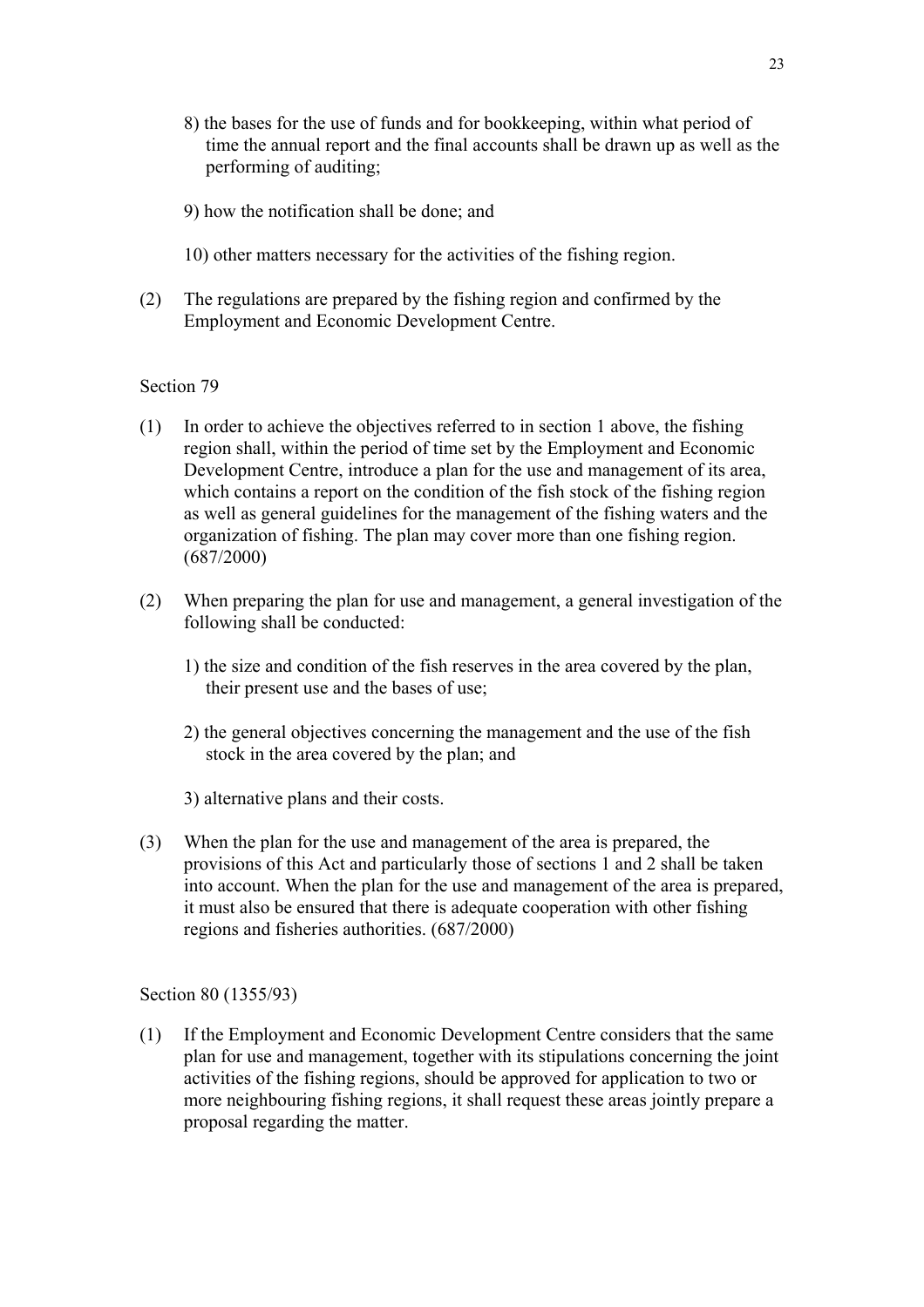8) the bases for the use of funds and for bookkeeping, within what period of time the annual report and the final accounts shall be drawn up as well as the performing of auditing;

9) how the notification shall be done; and

10) other matters necessary for the activities of the fishing region.

(2) The regulations are prepared by the fishing region and confirmed by the Employment and Economic Development Centre.

Section 79

(1) In order to achieve the objectives referred to in section 1 above, the fishing region shall, within the period of time set by the Employment and Economic Development Centre, introduce a plan for the use and management of its area, which contains a report on the condition of the fish stock of the fishing region as well as general guidelines for the management of the fishing waters and the organization of fishing. The plan may cover more than one fishing region. (687/2000)

(2) When preparing the plan for use and management, a general investigation of the following shall be conducted:

1) the size and condition of the fish reserves in the area covered by the plan, their present use and the bases of use;

2) the general objectives concerning the management and the use of the fish stock in the area covered by the plan; and

3) alternative plans and their costs.

(3) When the plan for the use and management of the area is prepared, the provisions of this Act and particularly those of sections 1 and 2 shall be taken into account. When the plan for the use and management of the area is prepared, it must also be ensured that there is adequate cooperation with other fishing regions and fisheries authorities. (687/2000)

Section 80 (1355/93)

(1) If the Employment and Economic Development Centre considers that the same plan for use and management, together with its stipulations concerning the joint activities of the fishing regions, should be approved for application to two or more neighbouring fishing regions, it shall request these areas jointly prepare a proposal regarding the matter.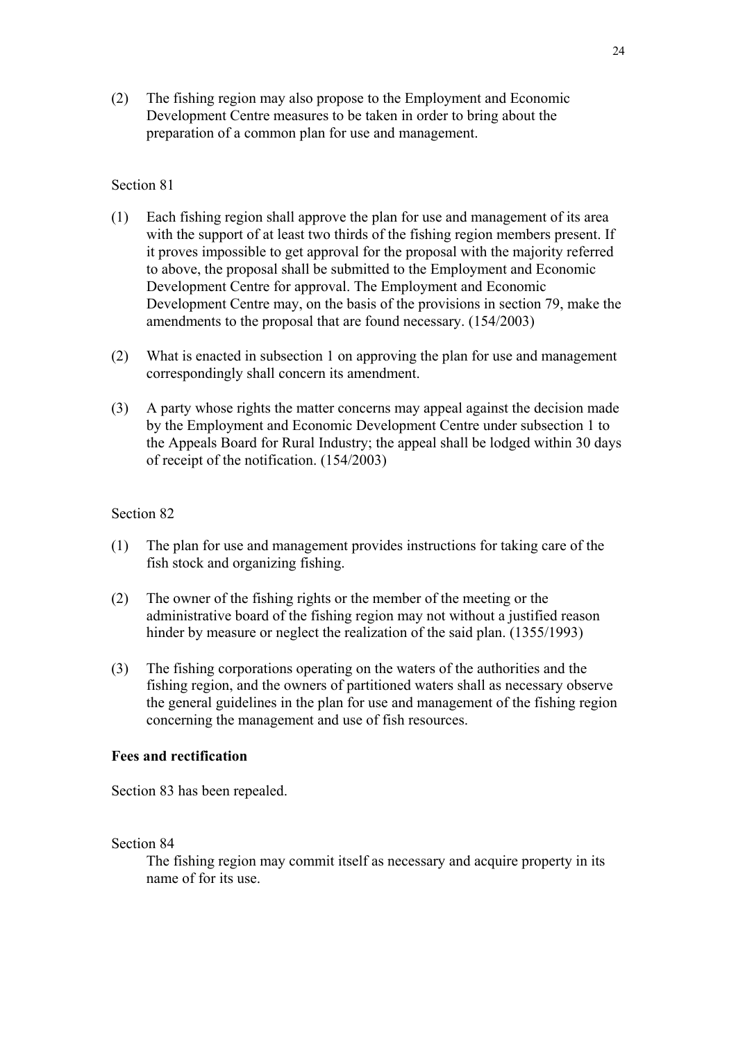(2) The fishing region may also propose to the Employment and Economic Development Centre measures to be taken in order to bring about the preparation of a common plan for use and management.

Section 81

(1) Each fishing region shall approve the plan for use and management of its area with the support of at least two thirds of the fishing region members present. If it proves impossible to get approval for the proposal with the majority referred to above, the proposal shall be submitted to the Employment and Economic Development Centre for approval. The Employment and Economic Development Centre may, on the basis of the provisions in section 79, make the amendments to the proposal that are found necessary. (154/2003)

(2) What is enacted in subsection 1 on approving the plan for use and management correspondingly shall concern its amendment.

(3) A party whose rights the matter concerns may appeal against the decision made by the Employment and Economic Development Centre under subsection 1 to the Appeals Board for Rural Industry; the appeal shall be lodged within 30 days of receipt of the notification. (154/2003)

Section 82

(1) The plan for use and management provides instructions for taking care of the fish stock and organizing fishing.

(2) The owner of the fishing rights or the member of the meeting or the administrative board of the fishing region may not without a justified reason hinder by measure or neglect the realization of the said plan. (1355/1993)

(3) The fishing corporations operating on the waters of the authorities and the fishing region, and the owners of partitioned waters shall as necessary observe the general guidelines in the plan for use and management of the fishing region concerning the management and use of fish resources.

**Fees and rectification**

Section 83 has been repealed.

Section 84

The fishing region may commit itself as necessary and acquire property in its name of for its use.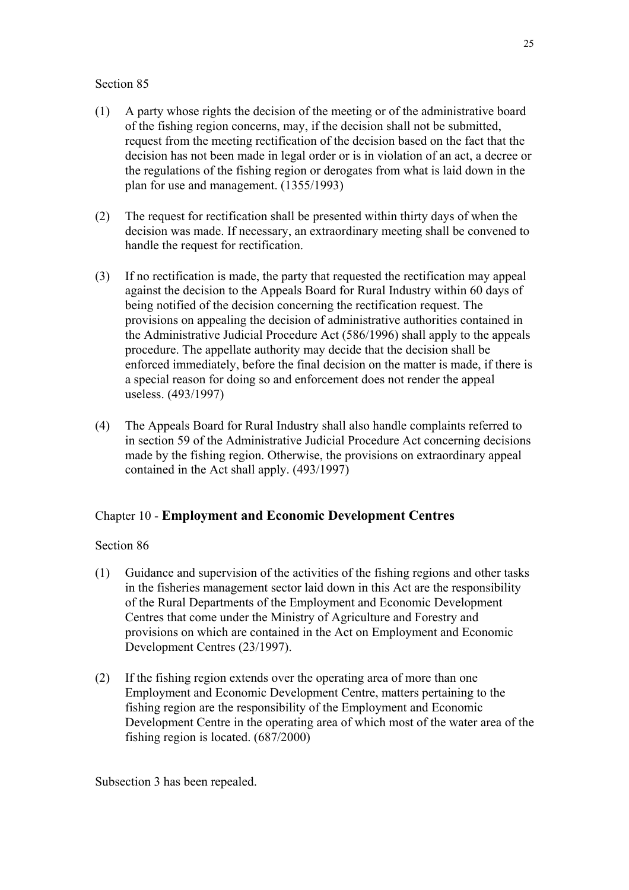Section 85

(1) A party whose rights the decision of the meeting or of the administrative board of the fishing region concerns, may, if the decision shall not be submitted, request from the meeting rectification of the decision based on the fact that the decision has not been made in legal order or is in violation of an act, a decree or the regulations of the fishing region or derogates from what is laid down in the plan for use and management. (1355/1993)

(2) The request for rectification shall be presented within thirty days of when the decision was made. If necessary, an extraordinary meeting shall be convened to handle the request for rectification.

(3) If no rectification is made, the party that requested the rectification may appeal against the decision to the Appeals Board for Rural Industry within 60 days of being notified of the decision concerning the rectification request. The provisions on appealing the decision of administrative authorities contained in the Administrative Judicial Procedure Act (586/1996) shall apply to the appeals procedure. The appellate authority may decide that the decision shall be enforced immediately, before the final decision on the matter is made, if there is a special reason for doing so and enforcement does not render the appeal useless. (493/1997)

(4) The Appeals Board for Rural Industry shall also handle complaints referred to in section 59 of the Administrative Judicial Procedure Act concerning decisions made by the fishing region. Otherwise, the provisions on extraordinary appeal contained in the Act shall apply. (493/1997)

## Chapter 10 - **Employment and Economic Development Centres**

Section 86

(1) Guidance and supervision of the activities of the fishing regions and other tasks in the fisheries management sector laid down in this Act are the responsibility of the Rural Departments of the Employment and Economic Development Centres that come under the Ministry of Agriculture and Forestry and provisions on which are contained in the Act on Employment and Economic Development Centres (23/1997).

(2) If the fishing region extends over the operating area of more than one Employment and Economic Development Centre, matters pertaining to the fishing region are the responsibility of the Employment and Economic Development Centre in the operating area of which most of the water area of the fishing region is located. (687/2000)

Subsection 3 has been repealed.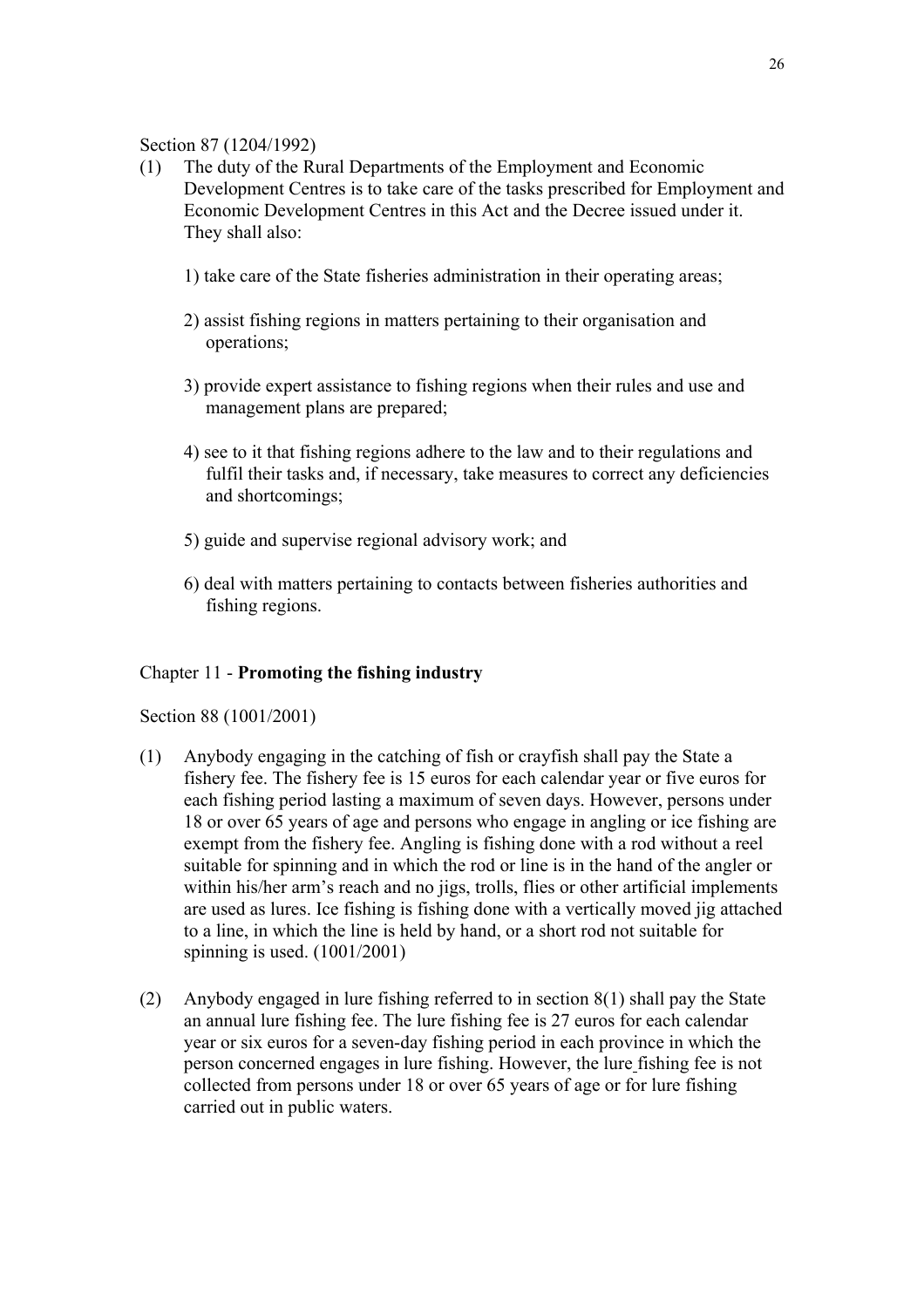Section 87 (1204/1992)

(1) The duty of the Rural Departments of the Employment and Economic Development Centres is to take care of the tasks prescribed for Employment and Economic Development Centres in this Act and the Decree issued under it. They shall also:

1) take care of the State fisheries administration in their operating areas;

2) assist fishing regions in matters pertaining to their organisation and operations;

3) provide expert assistance to fishing regions when their rules and use and management plans are prepared;

4) see to it that fishing regions adhere to the law and to their regulations and fulfil their tasks and, if necessary, take measures to correct any deficiencies and shortcomings;

5) guide and supervise regional advisory work; and

6) deal with matters pertaining to contacts between fisheries authorities and fishing regions.

## Chapter 11 - **Promoting the fishing industry**

Section 88 (1001/2001)

(1) Anybody engaging in the catching of fish or crayfish shall pay the State a fishery fee. The fishery fee is 15 euros for each calendar year or five euros for each fishing period lasting a maximum of seven days. However, persons under 18 or over 65 years of age and persons who engage in angling or ice fishing are exempt from the fishery fee. Angling is fishing done with a rod without a reel suitable for spinning and in which the rod or line is in the hand of the angler or within his/her arm's reach and no jigs, trolls, flies or other artificial implements are used as lures. Ice fishing is fishing done with a vertically moved jig attached to a line, in which the line is held by hand, or a short rod not suitable for spinning is used. (1001/2001)

(2) Anybody engaged in lure fishing referred to in section 8(1) shall pay the State an annual lure fishing fee. The lure fishing fee is 27 euros for each calendar year or six euros for a seven-day fishing period in each province in which the person concerned engages in lure fishing. However, the lure fishing fee is not collected from persons under 18 or over 65 years of age or for lure fishing carried out in public waters.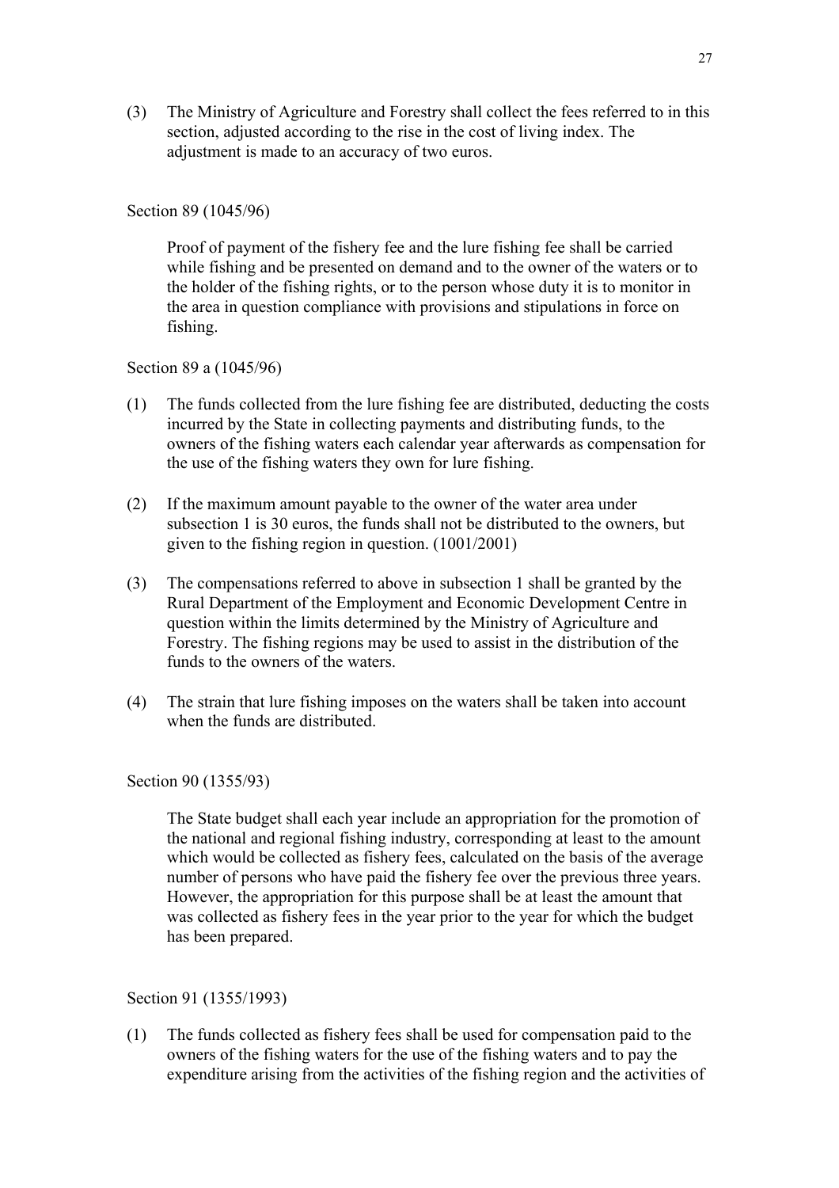(3) The Ministry of Agriculture and Forestry shall collect the fees referred to in this section, adjusted according to the rise in the cost of living index. The adjustment is made to an accuracy of two euros.

Section 89 (1045/96)

Proof of payment of the fishery fee and the lure fishing fee shall be carried while fishing and be presented on demand and to the owner of the waters or to the holder of the fishing rights, or to the person whose duty it is to monitor in the area in question compliance with provisions and stipulations in force on fishing.

Section 89 a (1045/96)

(1) The funds collected from the lure fishing fee are distributed, deducting the costs incurred by the State in collecting payments and distributing funds, to the owners of the fishing waters each calendar year afterwards as compensation for the use of the fishing waters they own for lure fishing.

(2) If the maximum amount payable to the owner of the water area under subsection 1 is 30 euros, the funds shall not be distributed to the owners, but given to the fishing region in question. (1001/2001)

(3) The compensations referred to above in subsection 1 shall be granted by the Rural Department of the Employment and Economic Development Centre in question within the limits determined by the Ministry of Agriculture and Forestry. The fishing regions may be used to assist in the distribution of the funds to the owners of the waters.

(4) The strain that lure fishing imposes on the waters shall be taken into account when the funds are distributed.

Section 90 (1355/93)

The State budget shall each year include an appropriation for the promotion of the national and regional fishing industry, corresponding at least to the amount which would be collected as fishery fees, calculated on the basis of the average number of persons who have paid the fishery fee over the previous three years. However, the appropriation for this purpose shall be at least the amount that was collected as fishery fees in the year prior to the year for which the budget has been prepared.

Section 91 (1355/1993)

(1) The funds collected as fishery fees shall be used for compensation paid to the owners of the fishing waters for the use of the fishing waters and to pay the expenditure arising from the activities of the fishing region and the activities of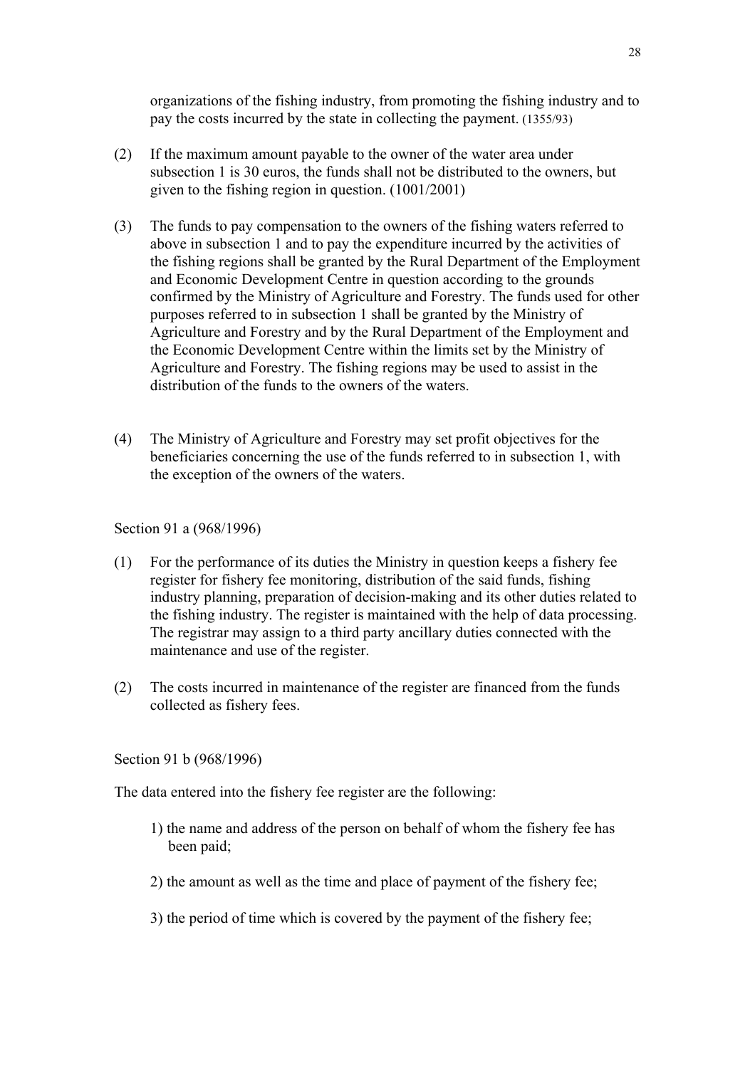organizations of the fishing industry, from promoting the fishing industry and to pay the costs incurred by the state in collecting the payment. (1355/93)

(2) If the maximum amount payable to the owner of the water area under subsection 1 is 30 euros, the funds shall not be distributed to the owners, but given to the fishing region in question. (1001/2001)

(3) The funds to pay compensation to the owners of the fishing waters referred to above in subsection 1 and to pay the expenditure incurred by the activities of the fishing regions shall be granted by the Rural Department of the Employment and Economic Development Centre in question according to the grounds confirmed by the Ministry of Agriculture and Forestry. The funds used for other purposes referred to in subsection 1 shall be granted by the Ministry of Agriculture and Forestry and by the Rural Department of the Employment and the Economic Development Centre within the limits set by the Ministry of Agriculture and Forestry. The fishing regions may be used to assist in the distribution of the funds to the owners of the waters.

(4) The Ministry of Agriculture and Forestry may set profit objectives for the beneficiaries concerning the use of the funds referred to in subsection 1, with the exception of the owners of the waters.

Section 91 a (968/1996)

(1) For the performance of its duties the Ministry in question keeps a fishery fee register for fishery fee monitoring, distribution of the said funds, fishing industry planning, preparation of decision-making and its other duties related to the fishing industry. The register is maintained with the help of data processing. The registrar may assign to a third party ancillary duties connected with the maintenance and use of the register.

(2) The costs incurred in maintenance of the register are financed from the funds collected as fishery fees.

Section 91 b (968/1996)

The data entered into the fishery fee register are the following:

1) the name and address of the person on behalf of whom the fishery fee has been paid;

2) the amount as well as the time and place of payment of the fishery fee;

3) the period of time which is covered by the payment of the fishery fee;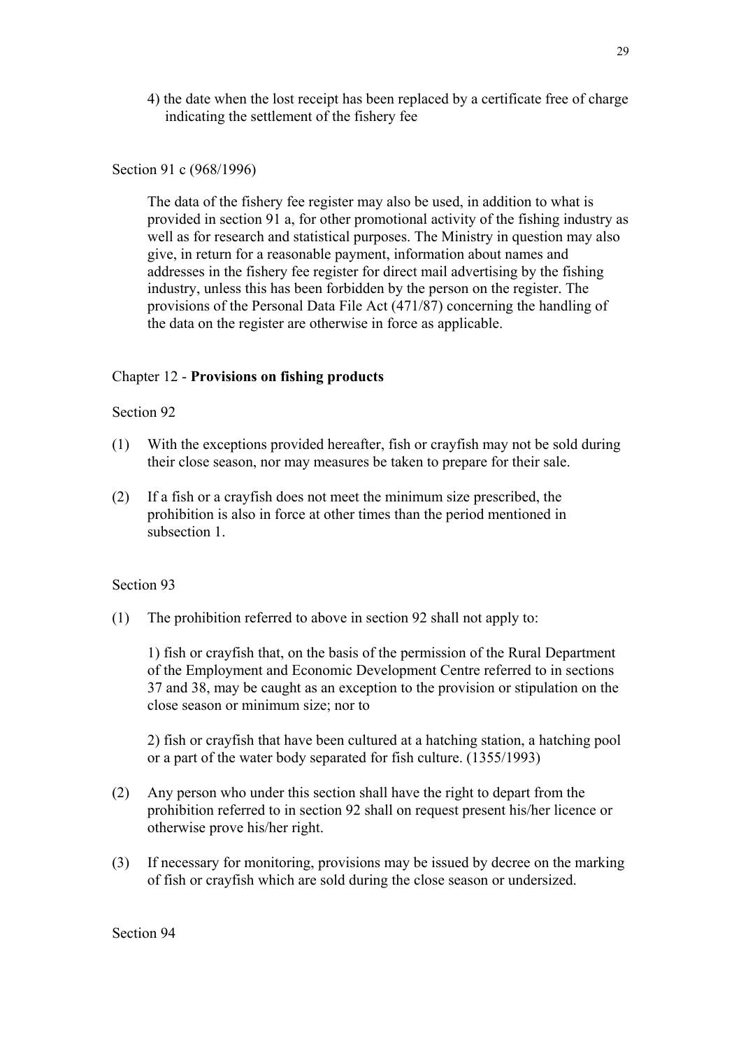4) the date when the lost receipt has been replaced by a certificate free of charge indicating the settlement of the fishery fee

Section 91 c (968/1996)

The data of the fishery fee register may also be used, in addition to what is provided in section 91 a, for other promotional activity of the fishing industry as well as for research and statistical purposes. The Ministry in question may also give, in return for a reasonable payment, information about names and addresses in the fishery fee register for direct mail advertising by the fishing industry, unless this has been forbidden by the person on the register. The provisions of the Personal Data File Act (471/87) concerning the handling of the data on the register are otherwise in force as applicable.

## Chapter 12 - **Provisions on fishing products**

Section 92

(1) With the exceptions provided hereafter, fish or crayfish may not be sold during their close season, nor may measures be taken to prepare for their sale.

(2) If a fish or a crayfish does not meet the minimum size prescribed, the prohibition is also in force at other times than the period mentioned in subsection 1.

Section 93

(1) The prohibition referred to above in section 92 shall not apply to:

1) fish or crayfish that, on the basis of the permission of the Rural Department of the Employment and Economic Development Centre referred to in sections 37 and 38, may be caught as an exception to the provision or stipulation on the close season or minimum size; nor to

2) fish or crayfish that have been cultured at a hatching station, a hatching pool or a part of the water body separated for fish culture. (1355/1993)

(2) Any person who under this section shall have the right to depart from the prohibition referred to in section 92 shall on request present his/her licence or otherwise prove his/her right.

(3) If necessary for monitoring, provisions may be issued by decree on the marking of fish or crayfish which are sold during the close season or undersized.

Section 94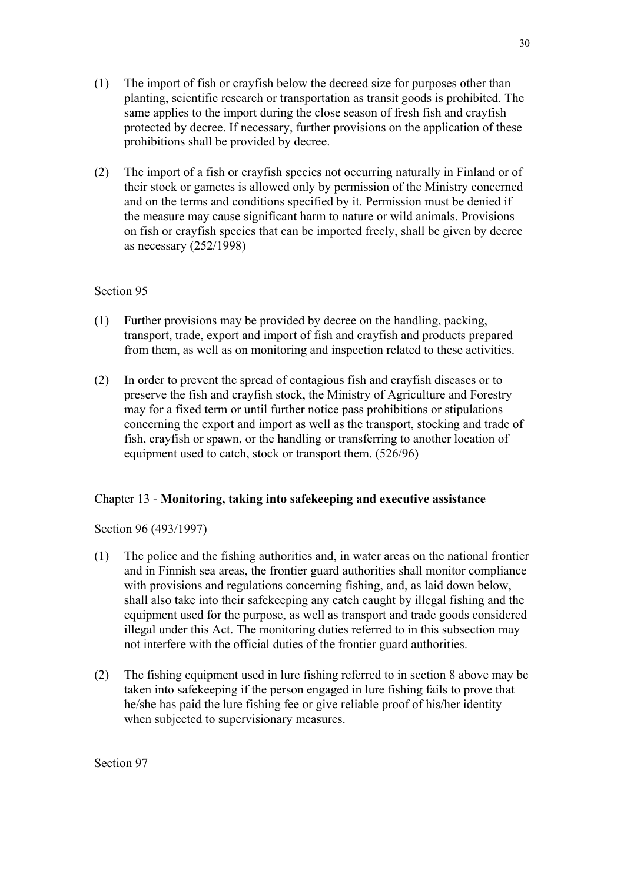(1) The import of fish or crayfish below the decreed size for purposes other than planting, scientific research or transportation as transit goods is prohibited. The same applies to the import during the close season of fresh fish and crayfish protected by decree. If necessary, further provisions on the application of these prohibitions shall be provided by decree.

(2) The import of a fish or crayfish species not occurring naturally in Finland or of their stock or gametes is allowed only by permission of the Ministry concerned and on the terms and conditions specified by it. Permission must be denied if the measure may cause significant harm to nature or wild animals. Provisions on fish or crayfish species that can be imported freely, shall be given by decree as necessary (252/1998)

Section 95

(1) Further provisions may be provided by decree on the handling, packing, transport, trade, export and import of fish and crayfish and products prepared from them, as well as on monitoring and inspection related to these activities.

(2) In order to prevent the spread of contagious fish and crayfish diseases or to preserve the fish and crayfish stock, the Ministry of Agriculture and Forestry may for a fixed term or until further notice pass prohibitions or stipulations concerning the export and import as well as the transport, stocking and trade of fish, crayfish or spawn, or the handling or transferring to another location of equipment used to catch, stock or transport them. (526/96)

## Chapter 13 - **Monitoring, taking into safekeeping and executive assistance**

Section 96 (493/1997)

(1) The police and the fishing authorities and, in water areas on the national frontier and in Finnish sea areas, the frontier guard authorities shall monitor compliance with provisions and regulations concerning fishing, and, as laid down below, shall also take into their safekeeping any catch caught by illegal fishing and the equipment used for the purpose, as well as transport and trade goods considered illegal under this Act. The monitoring duties referred to in this subsection may not interfere with the official duties of the frontier guard authorities.

(2) The fishing equipment used in lure fishing referred to in section 8 above may be taken into safekeeping if the person engaged in lure fishing fails to prove that he/she has paid the lure fishing fee or give reliable proof of his/her identity when subjected to supervisionary measures.

Section 97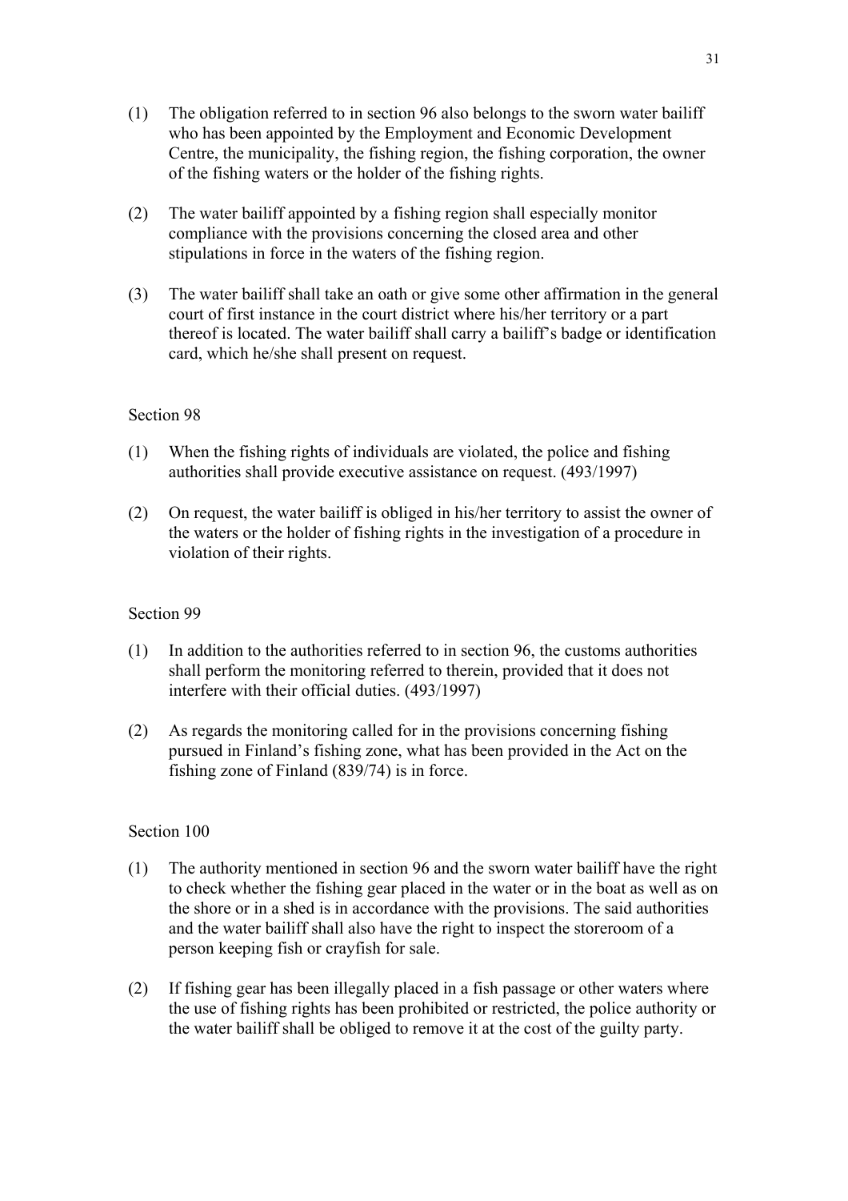(1) The obligation referred to in section 96 also belongs to the sworn water bailiff who has been appointed by the Employment and Economic Development Centre, the municipality, the fishing region, the fishing corporation, the owner of the fishing waters or the holder of the fishing rights.

(2) The water bailiff appointed by a fishing region shall especially monitor compliance with the provisions concerning the closed area and other stipulations in force in the waters of the fishing region.

(3) The water bailiff shall take an oath or give some other affirmation in the general court of first instance in the court district where his/her territory or a part thereof is located. The water bailiff shall carry a bailiff's badge or identification card, which he/she shall present on request.

Section 98

(1) When the fishing rights of individuals are violated, the police and fishing authorities shall provide executive assistance on request. (493/1997)

(2) On request, the water bailiff is obliged in his/her territory to assist the owner of the waters or the holder of fishing rights in the investigation of a procedure in violation of their rights.

Section 99

(1) In addition to the authorities referred to in section 96, the customs authorities shall perform the monitoring referred to therein, provided that it does not interfere with their official duties. (493/1997)

(2) As regards the monitoring called for in the provisions concerning fishing pursued in Finland's fishing zone, what has been provided in the Act on the fishing zone of Finland (839/74) is in force.

Section 100

(1) The authority mentioned in section 96 and the sworn water bailiff have the right to check whether the fishing gear placed in the water or in the boat as well as on the shore or in a shed is in accordance with the provisions. The said authorities and the water bailiff shall also have the right to inspect the storeroom of a person keeping fish or crayfish for sale.

(2) If fishing gear has been illegally placed in a fish passage or other waters where the use of fishing rights has been prohibited or restricted, the police authority or the water bailiff shall be obliged to remove it at the cost of the guilty party.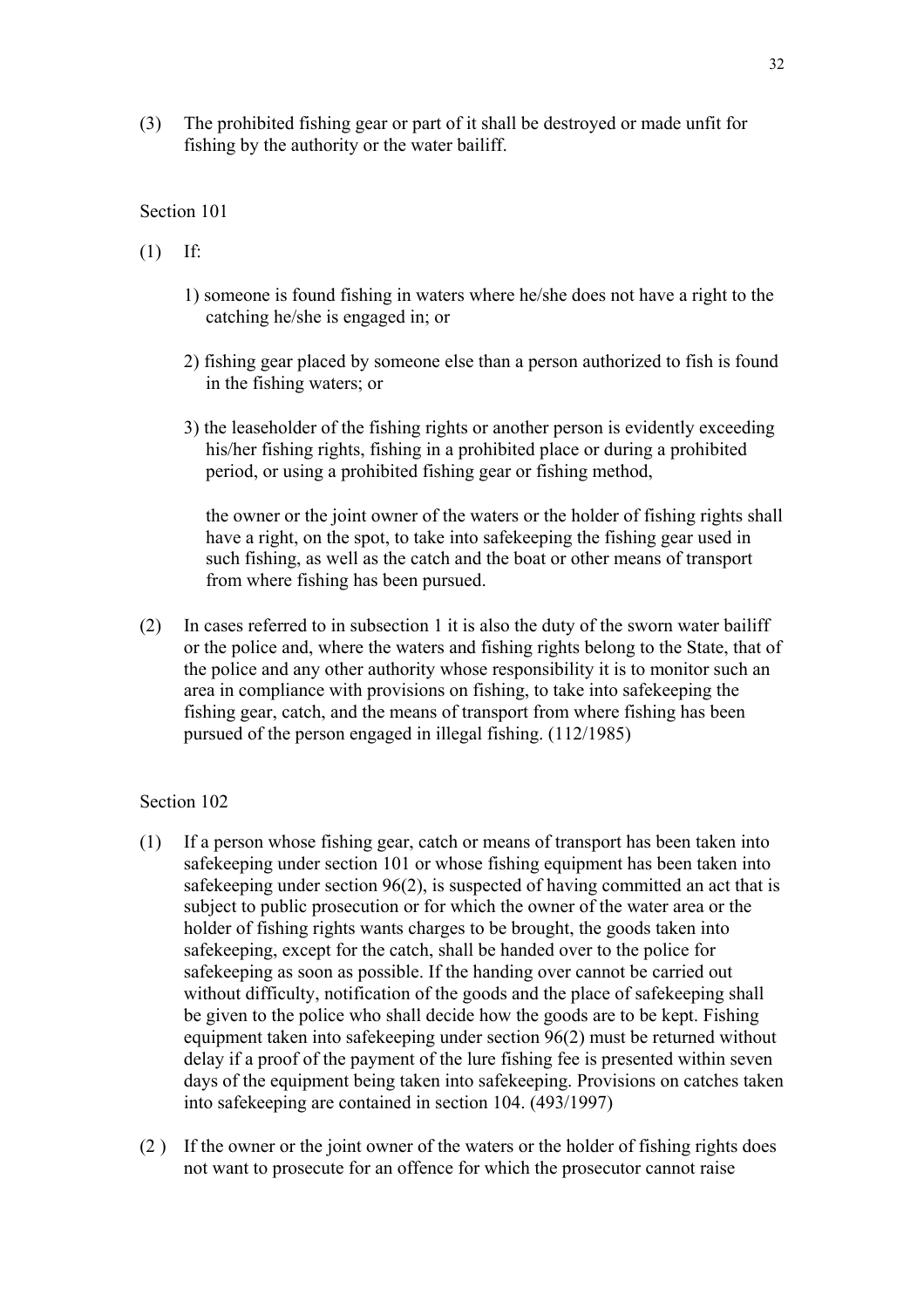(3) The prohibited fishing gear or part of it shall be destroyed or made unfit for fishing by the authority or the water bailiff.

Section 101

(1) If:

1) someone is found fishing in waters where he/she does not have a right to the catching he/she is engaged in; or

2) fishing gear placed by someone else than a person authorized to fish is found in the fishing waters; or

3) the leaseholder of the fishing rights or another person is evidently exceeding his/her fishing rights, fishing in a prohibited place or during a prohibited period, or using a prohibited fishing gear or fishing method,

the owner or the joint owner of the waters or the holder of fishing rights shall have a right, on the spot, to take into safekeeping the fishing gear used in such fishing, as well as the catch and the boat or other means of transport from where fishing has been pursued.

(2) In cases referred to in subsection 1 it is also the duty of the sworn water bailiff or the police and, where the waters and fishing rights belong to the State, that of the police and any other authority whose responsibility it is to monitor such an area in compliance with provisions on fishing, to take into safekeeping the fishing gear, catch, and the means of transport from where fishing has been pursued of the person engaged in illegal fishing. (112/1985)

Section 102

(1) If a person whose fishing gear, catch or means of transport has been taken into safekeeping under section 101 or whose fishing equipment has been taken into safekeeping under section 96(2), is suspected of having committed an act that is subject to public prosecution or for which the owner of the water area or the holder of fishing rights wants charges to be brought, the goods taken into safekeeping, except for the catch, shall be handed over to the police for safekeeping as soon as possible. If the handing over cannot be carried out without difficulty, notification of the goods and the place of safekeeping shall be given to the police who shall decide how the goods are to be kept. Fishing equipment taken into safekeeping under section 96(2) must be returned without delay if a proof of the payment of the lure fishing fee is presented within seven days of the equipment being taken into safekeeping. Provisions on catches taken into safekeeping are contained in section 104. (493/1997)

(2) If the owner or the joint owner of the waters or the holder of fishing rights does not want to prosecute for an offence for which the prosecutor cannot raise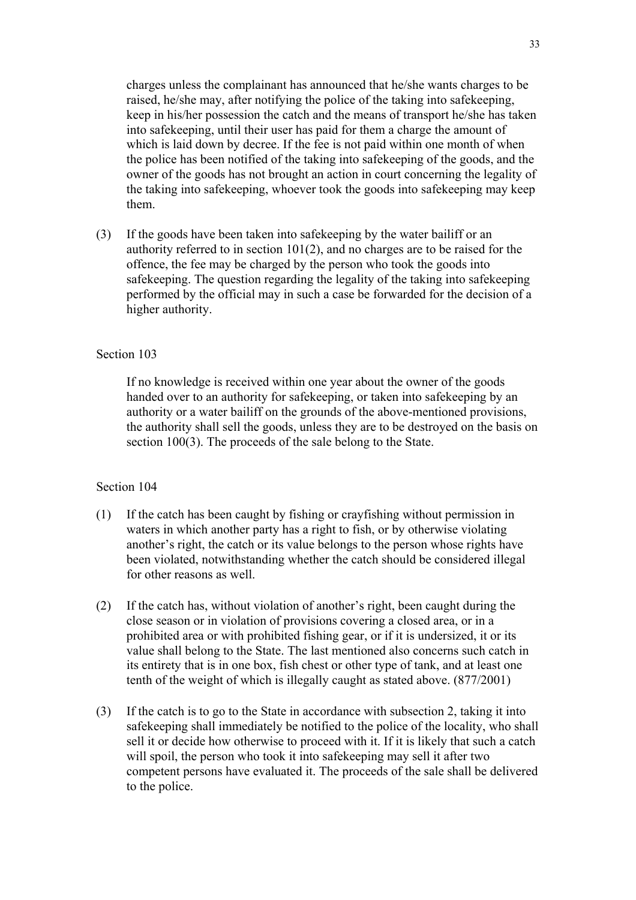charges unless the complainant has announced that he/she wants charges to be raised, he/she may, after notifying the police of the taking into safekeeping, keep in his/her possession the catch and the means of transport he/she has taken into safekeeping, until their user has paid for them a charge the amount of which is laid down by decree. If the fee is not paid within one month of when the police has been notified of the taking into safekeeping of the goods, and the owner of the goods has not brought an action in court concerning the legality of the taking into safekeeping, whoever took the goods into safekeeping may keep them.

(3) If the goods have been taken into safekeeping by the water bailiff or an authority referred to in section 101(2), and no charges are to be raised for the offence, the fee may be charged by the person who took the goods into safekeeping. The question regarding the legality of the taking into safekeeping performed by the official may in such a case be forwarded for the decision of a higher authority.

Section 103

If no knowledge is received within one year about the owner of the goods handed over to an authority for safekeeping, or taken into safekeeping by an authority or a water bailiff on the grounds of the above-mentioned provisions, the authority shall sell the goods, unless they are to be destroyed on the basis on section 100(3). The proceeds of the sale belong to the State.

Section 104

(1) If the catch has been caught by fishing or crayfishing without permission in waters in which another party has a right to fish, or by otherwise violating another's right, the catch or its value belongs to the person whose rights have been violated, notwithstanding whether the catch should be considered illegal for other reasons as well.

(2) If the catch has, without violation of another's right, been caught during the close season or in violation of provisions covering a closed area, or in a prohibited area or with prohibited fishing gear, or if it is undersized, it or its value shall belong to the State. The last mentioned also concerns such catch in its entirety that is in one box, fish chest or other type of tank, and at least one tenth of the weight of which is illegally caught as stated above. (877/2001)

(3) If the catch is to go to the State in accordance with subsection 2, taking it into safekeeping shall immediately be notified to the police of the locality, who shall sell it or decide how otherwise to proceed with it. If it is likely that such a catch will spoil, the person who took it into safekeeping may sell it after two competent persons have evaluated it. The proceeds of the sale shall be delivered to the police.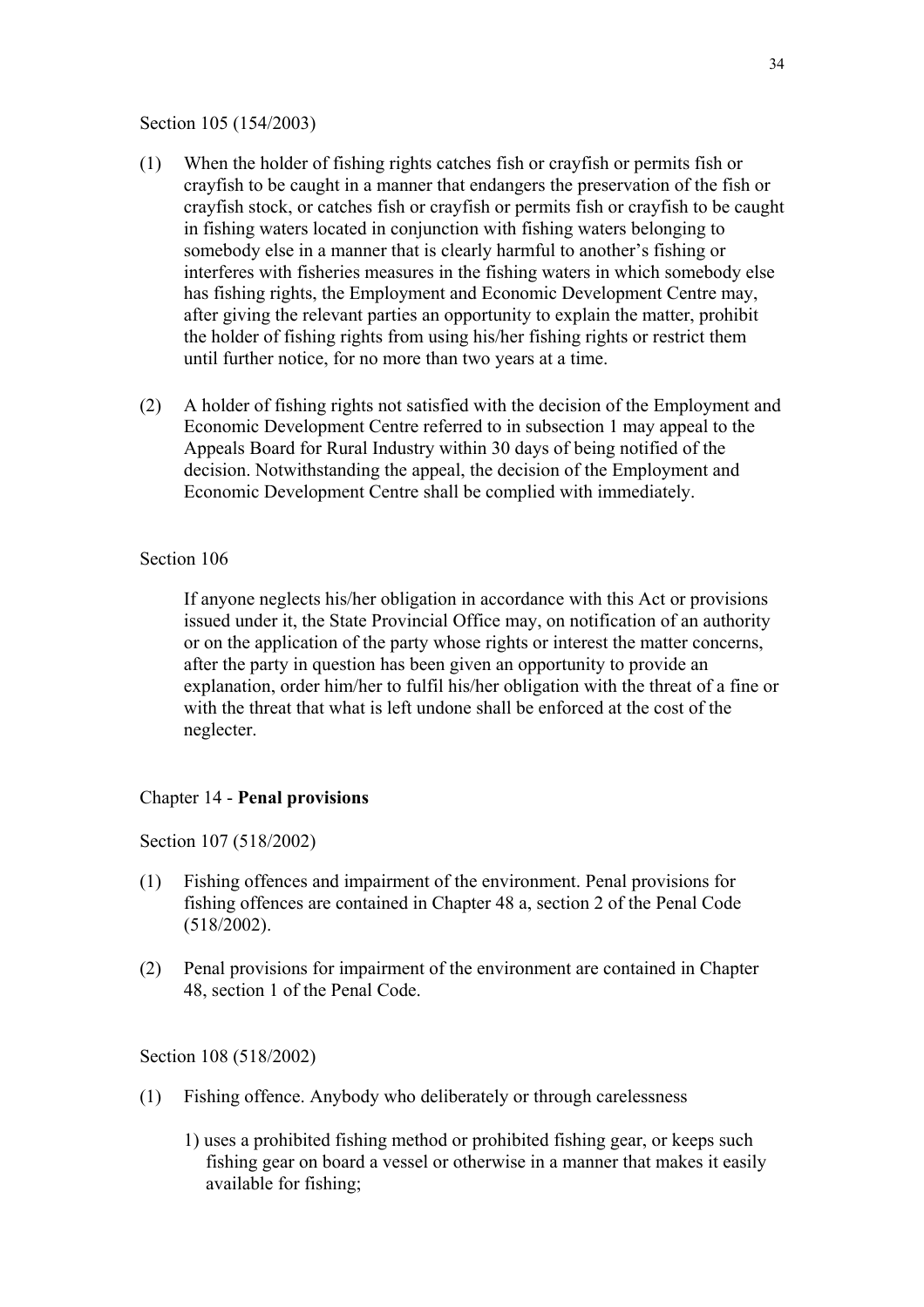Section 105 (154/2003)

(1) When the holder of fishing rights catches fish or crayfish or permits fish or crayfish to be caught in a manner that endangers the preservation of the fish or crayfish stock, or catches fish or crayfish or permits fish or crayfish to be caught in fishing waters located in conjunction with fishing waters belonging to somebody else in a manner that is clearly harmful to another's fishing or interferes with fisheries measures in the fishing waters in which somebody else has fishing rights, the Employment and Economic Development Centre may, after giving the relevant parties an opportunity to explain the matter, prohibit the holder of fishing rights from using his/her fishing rights or restrict them until further notice, for no more than two years at a time.

(2) A holder of fishing rights not satisfied with the decision of the Employment and Economic Development Centre referred to in subsection 1 may appeal to the Appeals Board for Rural Industry within 30 days of being notified of the decision. Notwithstanding the appeal, the decision of the Employment and Economic Development Centre shall be complied with immediately.

Section 106

If anyone neglects his/her obligation in accordance with this Act or provisions issued under it, the State Provincial Office may, on notification of an authority or on the application of the party whose rights or interest the matter concerns, after the party in question has been given an opportunity to provide an explanation, order him/her to fulfil his/her obligation with the threat of a fine or with the threat that what is left undone shall be enforced at the cost of the neglecter.

## Chapter 14 - **Penal provisions**

Section 107 (518/2002)

(1) Fishing offences and impairment of the environment. Penal provisions for fishing offences are contained in Chapter 48 a, section 2 of the Penal Code (518/2002).

(2) Penal provisions for impairment of the environment are contained in Chapter 48, section 1 of the Penal Code.

Section 108 (518/2002)

(1) Fishing offence. Anybody who deliberately or through carelessness

1) uses a prohibited fishing method or prohibited fishing gear, or keeps such fishing gear on board a vessel or otherwise in a manner that makes it easily available for fishing;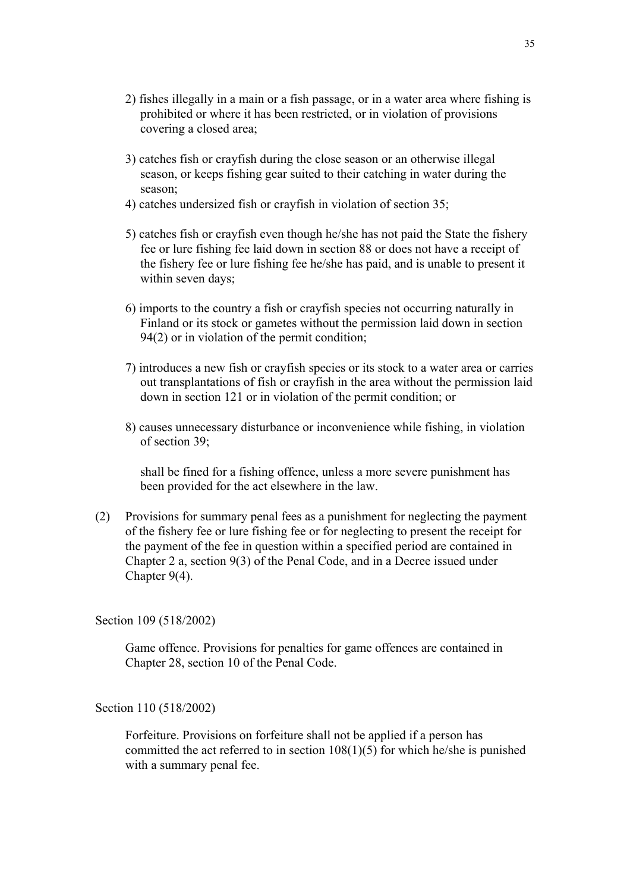2) fishes illegally in a main or a fish passage, or in a water area where fishing is prohibited or where it has been restricted, or in violation of provisions covering a closed area;

3) catches fish or crayfish during the close season or an otherwise illegal season, or keeps fishing gear suited to their catching in water during the season;

4) catches undersized fish or crayfish in violation of section 35;

5) catches fish or crayfish even though he/she has not paid the State the fishery fee or lure fishing fee laid down in section 88 or does not have a receipt of the fishery fee or lure fishing fee he/she has paid, and is unable to present it within seven days;

6) imports to the country a fish or crayfish species not occurring naturally in Finland or its stock or gametes without the permission laid down in section 94(2) or in violation of the permit condition;

7) introduces a new fish or crayfish species or its stock to a water area or carries out transplantations of fish or crayfish in the area without the permission laid down in section 121 or in violation of the permit condition; or

8) causes unnecessary disturbance or inconvenience while fishing, in violation of section 39;

shall be fined for a fishing offence, unless a more severe punishment has been provided for the act elsewhere in the law.

(2) Provisions for summary penal fees as a punishment for neglecting the payment of the fishery fee or lure fishing fee or for neglecting to present the receipt for the payment of the fee in question within a specified period are contained in Chapter 2 a, section 9(3) of the Penal Code, and in a Decree issued under Chapter 9(4).

Section 109 (518/2002)

Game offence. Provisions for penalties for game offences are contained in Chapter 28, section 10 of the Penal Code.

Section 110 (518/2002)

Forfeiture. Provisions on forfeiture shall not be applied if a person has committed the act referred to in section 108(1)(5) for which he/she is punished with a summary penal fee.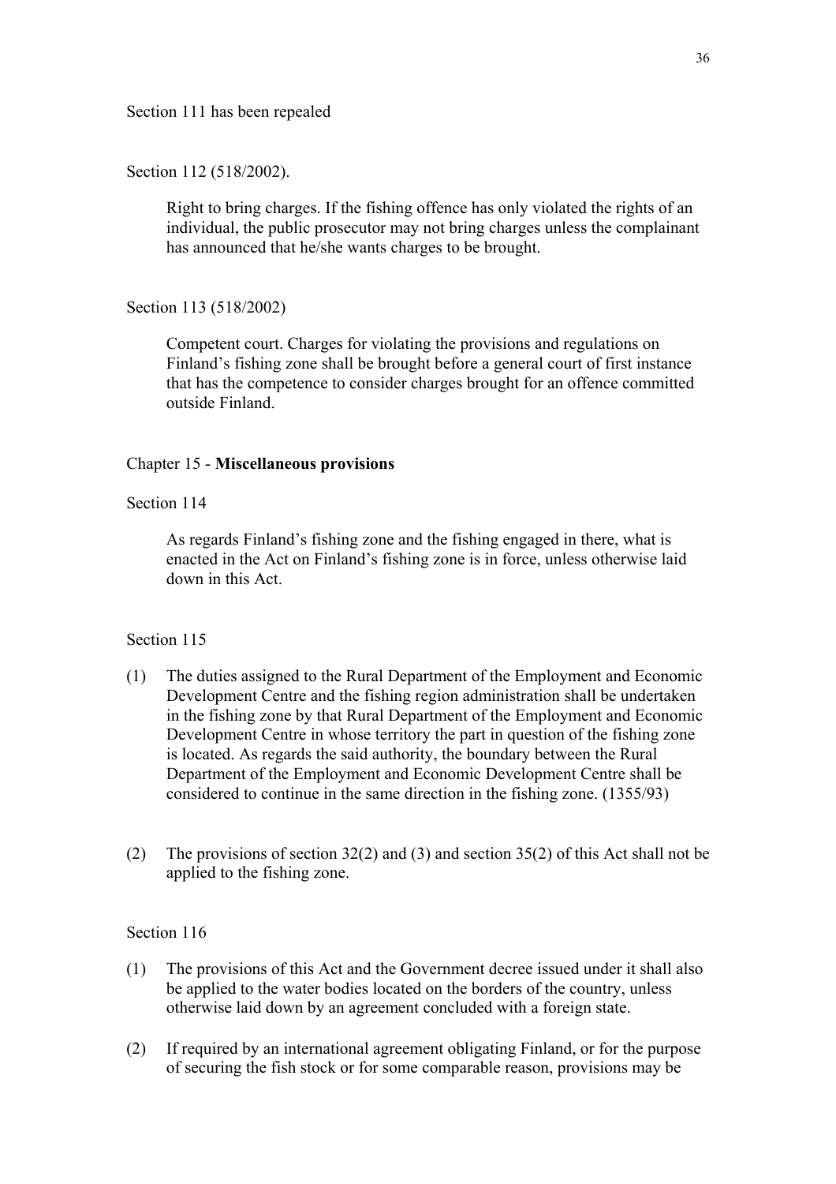Section 111 has been repealed

Section 112 (518/2002).

Right to bring charges. If the fishing offence has only violated the rights of an individual, the public prosecutor may not bring charges unless the complainant has announced that he/she wants charges to be brought.

Section 113 (518/2002)

Competent court. Charges for violating the provisions and regulations on Finland's fishing zone shall be brought before a general court of first instance that has the competence to consider charges brought for an offence committed outside Finland.

## Chapter 15 - **Miscellaneous provisions**

Section 114

As regards Finland's fishing zone and the fishing engaged in there, what is enacted in the Act on Finland's fishing zone is in force, unless otherwise laid down in this Act.

Section 115

(1) The duties assigned to the Rural Department of the Employment and Economic Development Centre and the fishing region administration shall be undertaken in the fishing zone by that Rural Department of the Employment and Economic Development Centre in whose territory the part in question of the fishing zone is located. As regards the said authority, the boundary between the Rural Department of the Employment and Economic Development Centre shall be considered to continue in the same direction in the fishing zone. (1355/93)

(2) The provisions of section 32(2) and (3) and section 35(2) of this Act shall not be applied to the fishing zone.

Section 116

(1) The provisions of this Act and the Government decree issued under it shall also be applied to the water bodies located on the borders of the country, unless otherwise laid down by an agreement concluded with a foreign state.

(2) If required by an international agreement obligating Finland, or for the purpose of securing the fish stock or for some comparable reason, provisions may be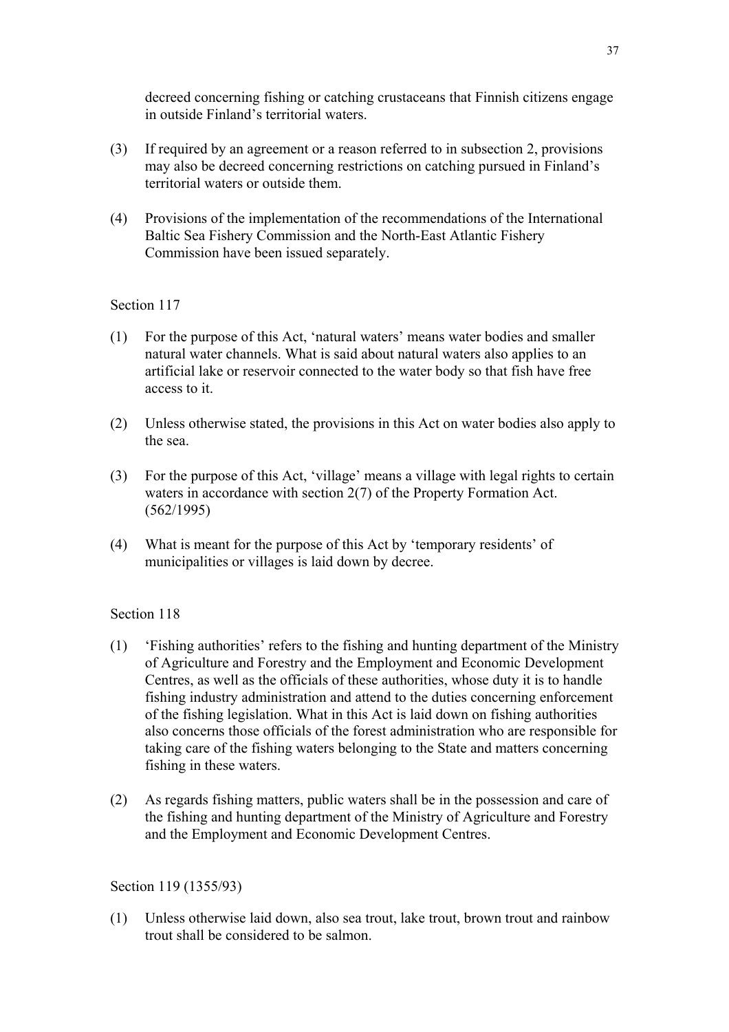decreed concerning fishing or catching crustaceans that Finnish citizens engage in outside Finland's territorial waters.

(3) If required by an agreement or a reason referred to in subsection 2, provisions may also be decreed concerning restrictions on catching pursued in Finland's territorial waters or outside them.

(4) Provisions of the implementation of the recommendations of the International Baltic Sea Fishery Commission and the North-East Atlantic Fishery Commission have been issued separately.

Section 117

(1) For the purpose of this Act, 'natural waters' means water bodies and smaller natural water channels. What is said about natural waters also applies to an artificial lake or reservoir connected to the water body so that fish have free access to it.

(2) Unless otherwise stated, the provisions in this Act on water bodies also apply to the sea.

(3) For the purpose of this Act, 'village' means a village with legal rights to certain waters in accordance with section 2(7) of the Property Formation Act. (562/1995)

(4) What is meant for the purpose of this Act by 'temporary residents' of municipalities or villages is laid down by decree.

Section 118

(1) 'Fishing authorities' refers to the fishing and hunting department of the Ministry of Agriculture and Forestry and the Employment and Economic Development Centres, as well as the officials of these authorities, whose duty it is to handle fishing industry administration and attend to the duties concerning enforcement of the fishing legislation. What in this Act is laid down on fishing authorities also concerns those officials of the forest administration who are responsible for taking care of the fishing waters belonging to the State and matters concerning fishing in these waters.

(2) As regards fishing matters, public waters shall be in the possession and care of the fishing and hunting department of the Ministry of Agriculture and Forestry and the Employment and Economic Development Centres.

Section 119 (1355/93)

(1) Unless otherwise laid down, also sea trout, lake trout, brown trout and rainbow trout shall be considered to be salmon.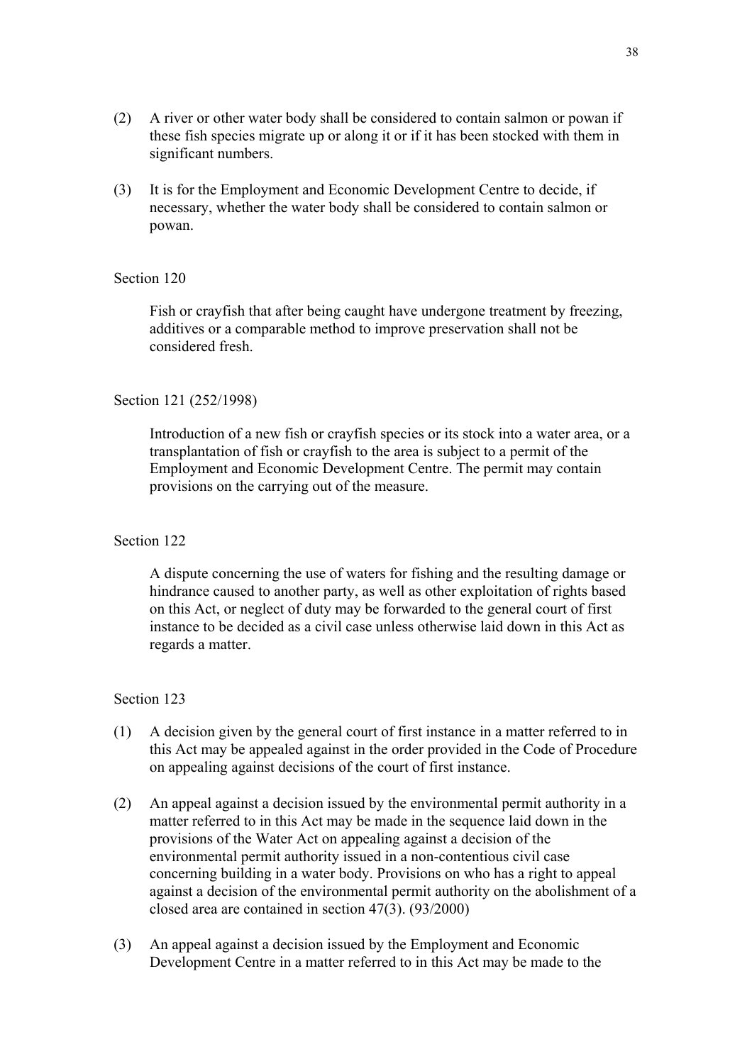(2) A river or other water body shall be considered to contain salmon or powan if these fish species migrate up or along it or if it has been stocked with them in significant numbers.

(3) It is for the Employment and Economic Development Centre to decide, if necessary, whether the water body shall be considered to contain salmon or powan.

Section 120

Fish or crayfish that after being caught have undergone treatment by freezing, additives or a comparable method to improve preservation shall not be considered fresh.

Section 121 (252/1998)

Introduction of a new fish or crayfish species or its stock into a water area, or a transplantation of fish or crayfish to the area is subject to a permit of the Employment and Economic Development Centre. The permit may contain provisions on the carrying out of the measure.

Section 122

A dispute concerning the use of waters for fishing and the resulting damage or hindrance caused to another party, as well as other exploitation of rights based on this Act, or neglect of duty may be forwarded to the general court of first instance to be decided as a civil case unless otherwise laid down in this Act as regards a matter.

Section 123

(1) A decision given by the general court of first instance in a matter referred to in this Act may be appealed against in the order provided in the Code of Procedure on appealing against decisions of the court of first instance.

(2) An appeal against a decision issued by the environmental permit authority in a matter referred to in this Act may be made in the sequence laid down in the provisions of the Water Act on appealing against a decision of the environmental permit authority issued in a non-contentious civil case concerning building in a water body. Provisions on who has a right to appeal against a decision of the environmental permit authority on the abolishment of a closed area are contained in section 47(3). (93/2000)

(3) An appeal against a decision issued by the Employment and Economic Development Centre in a matter referred to in this Act may be made to the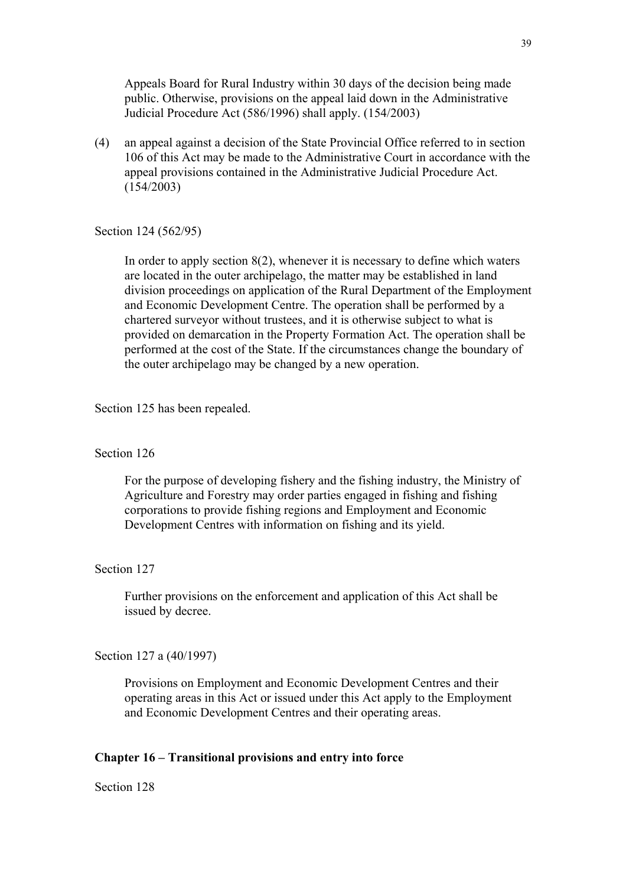Appeals Board for Rural Industry within 30 days of the decision being made public. Otherwise, provisions on the appeal laid down in the Administrative Judicial Procedure Act (586/1996) shall apply. (154/2003)

(4) an appeal against a decision of the State Provincial Office referred to in section 106 of this Act may be made to the Administrative Court in accordance with the appeal provisions contained in the Administrative Judicial Procedure Act. (154/2003)

Section 124 (562/95)

In order to apply section 8(2), whenever it is necessary to define which waters are located in the outer archipelago, the matter may be established in land division proceedings on application of the Rural Department of the Employment and Economic Development Centre. The operation shall be performed by a chartered surveyor without trustees, and it is otherwise subject to what is provided on demarcation in the Property Formation Act. The operation shall be performed at the cost of the State. If the circumstances change the boundary of the outer archipelago may be changed by a new operation.

Section 125 has been repealed.

Section 126

For the purpose of developing fishery and the fishing industry, the Ministry of Agriculture and Forestry may order parties engaged in fishing and fishing corporations to provide fishing regions and Employment and Economic Development Centres with information on fishing and its yield.

Section 127

Further provisions on the enforcement and application of this Act shall be issued by decree.

Section 127 a (40/1997)

Provisions on Employment and Economic Development Centres and their operating areas in this Act or issued under this Act apply to the Employment and Economic Development Centres and their operating areas.

## Chapter 16 – Transitional provisions and entry into force

Section 128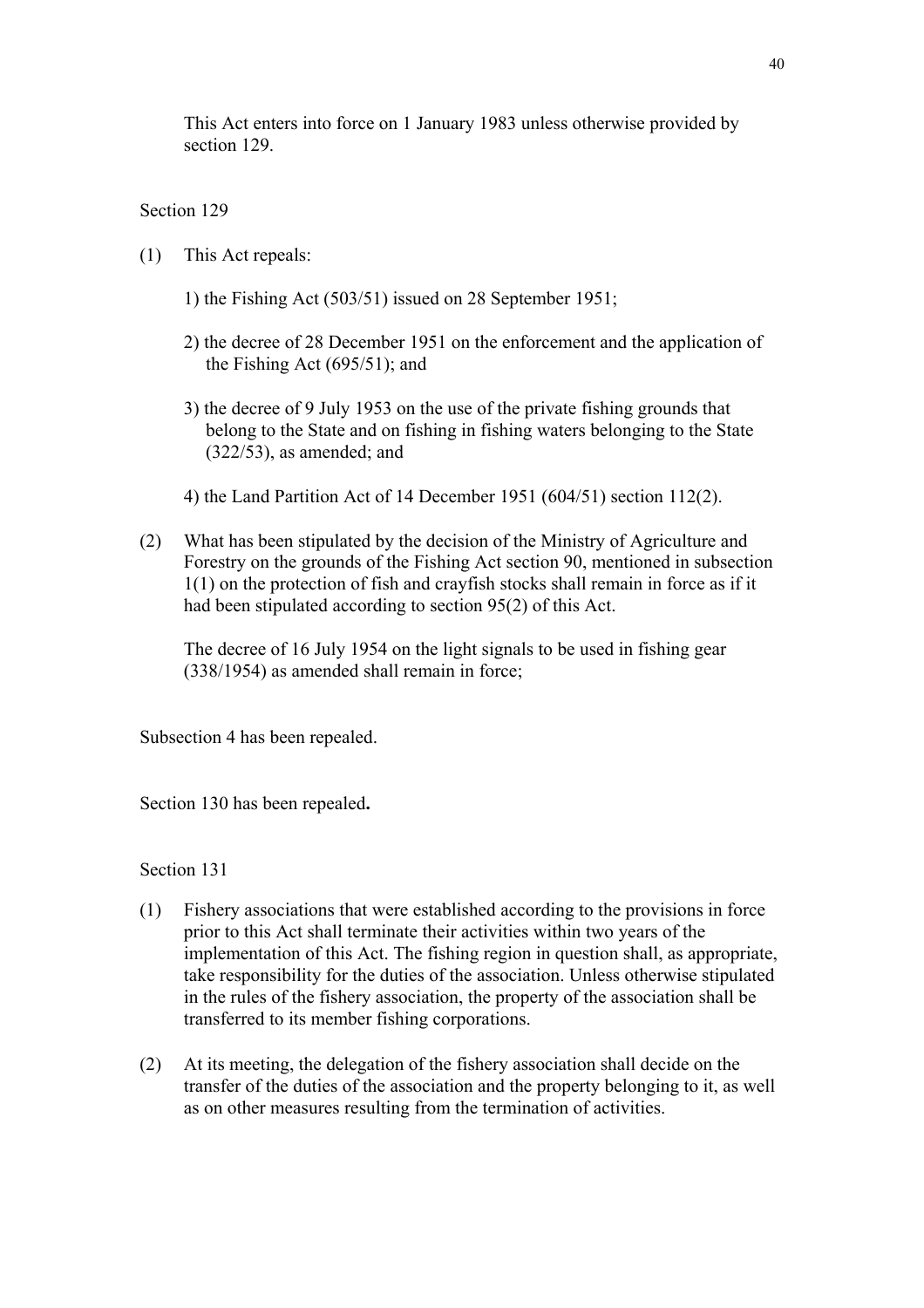This Act enters into force on 1 January 1983 unless otherwise provided by section 129.

Section 129

(1) This Act repeals:

1) the Fishing Act (503/51) issued on 28 September 1951;

2) the decree of 28 December 1951 on the enforcement and the application of the Fishing Act (695/51); and

3) the decree of 9 July 1953 on the use of the private fishing grounds that belong to the State and on fishing in fishing waters belonging to the State (322/53), as amended; and

4) the Land Partition Act of 14 December 1951 (604/51) section 112(2).

(2) What has been stipulated by the decision of the Ministry of Agriculture and Forestry on the grounds of the Fishing Act section 90, mentioned in subsection 1(1) on the protection of fish and crayfish stocks shall remain in force as if it had been stipulated according to section 95(2) of this Act.

The decree of 16 July 1954 on the light signals to be used in fishing gear (338/1954) as amended shall remain in force;

Subsection 4 has been repealed.

Section 130 has been repealed**.**

Section 131

(1) Fishery associations that were established according to the provisions in force prior to this Act shall terminate their activities within two years of the implementation of this Act. The fishing region in question shall, as appropriate, take responsibility for the duties of the association. Unless otherwise stipulated in the rules of the fishery association, the property of the association shall be transferred to its member fishing corporations.

(2) At its meeting, the delegation of the fishery association shall decide on the transfer of the duties of the association and the property belonging to it, as well as on other measures resulting from the termination of activities.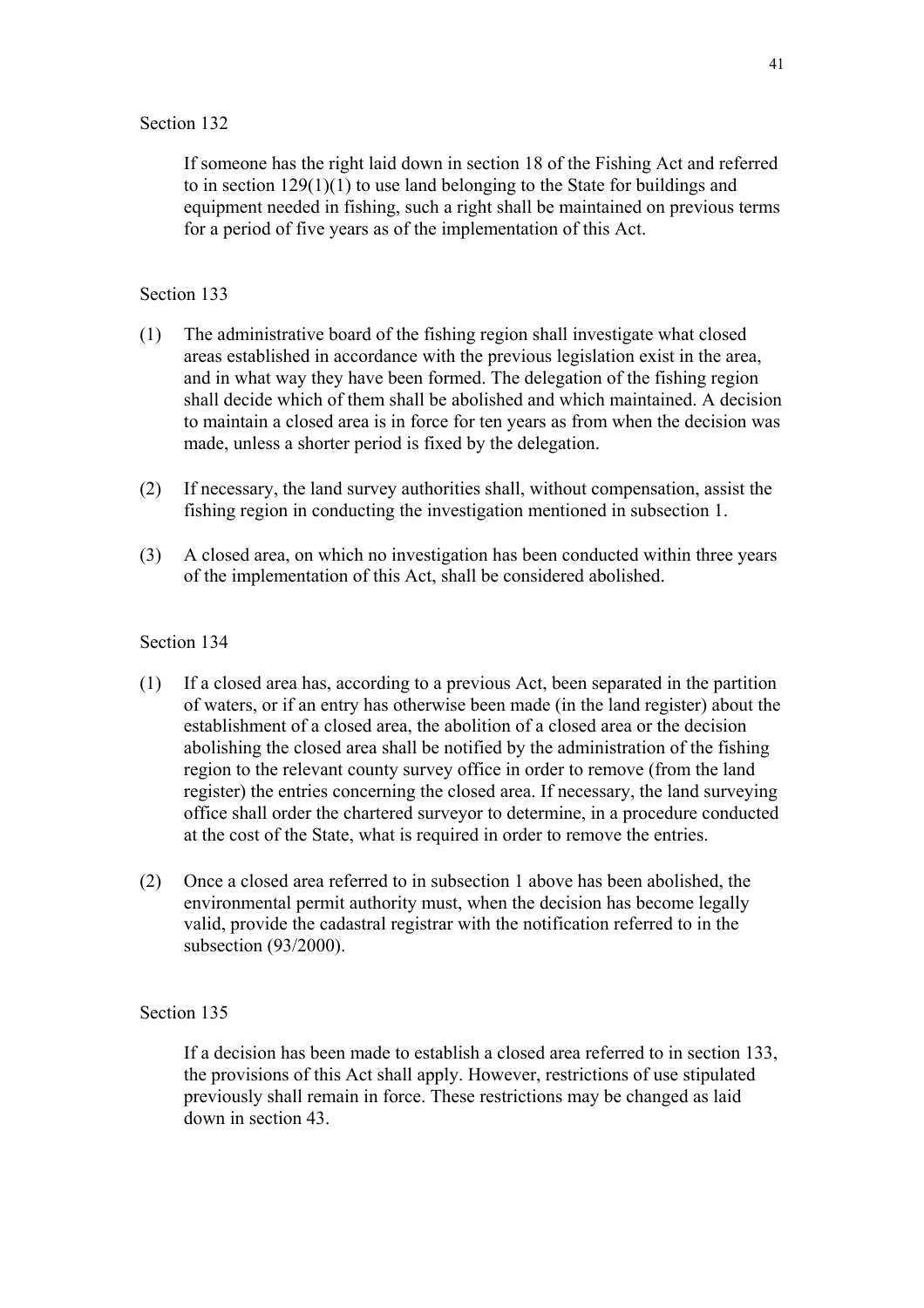Section 132

If someone has the right laid down in section 18 of the Fishing Act and referred to in section 129(1)(1) to use land belonging to the State for buildings and equipment needed in fishing, such a right shall be maintained on previous terms for a period of five years as of the implementation of this Act.

Section 133

(1) The administrative board of the fishing region shall investigate what closed areas established in accordance with the previous legislation exist in the area, and in what way they have been formed. The delegation of the fishing region shall decide which of them shall be abolished and which maintained. A decision to maintain a closed area is in force for ten years as from when the decision was made, unless a shorter period is fixed by the delegation.

(2) If necessary, the land survey authorities shall, without compensation, assist the fishing region in conducting the investigation mentioned in subsection 1.

(3) A closed area, on which no investigation has been conducted within three years of the implementation of this Act, shall be considered abolished.

Section 134

(1) If a closed area has, according to a previous Act, been separated in the partition of waters, or if an entry has otherwise been made (in the land register) about the establishment of a closed area, the abolition of a closed area or the decision abolishing the closed area shall be notified by the administration of the fishing region to the relevant county survey office in order to remove (from the land register) the entries concerning the closed area. If necessary, the land surveying office shall order the chartered surveyor to determine, in a procedure conducted at the cost of the State, what is required in order to remove the entries.

(2) Once a closed area referred to in subsection 1 above has been abolished, the environmental permit authority must, when the decision has become legally valid, provide the cadastral registrar with the notification referred to in the subsection (93/2000).

Section 135

If a decision has been made to establish a closed area referred to in section 133, the provisions of this Act shall apply. However, restrictions of use stipulated previously shall remain in force. These restrictions may be changed as laid down in section 43.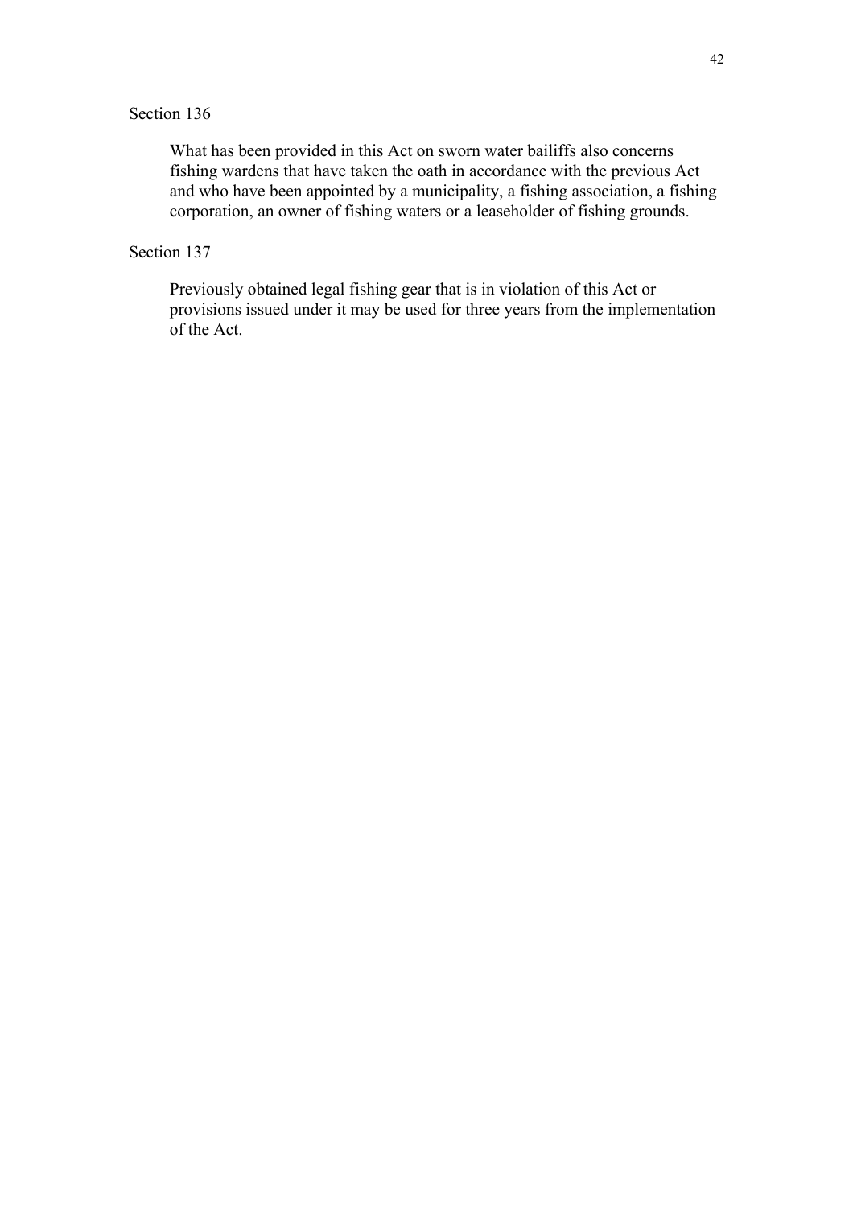Section 136

What has been provided in this Act on sworn water bailiffs also concerns fishing wardens that have taken the oath in accordance with the previous Act and who have been appointed by a municipality, a fishing association, a fishing corporation, an owner of fishing waters or a leaseholder of fishing grounds.

Section 137

Previously obtained legal fishing gear that is in violation of this Act or provisions issued under it may be used for three years from the implementation of the Act.